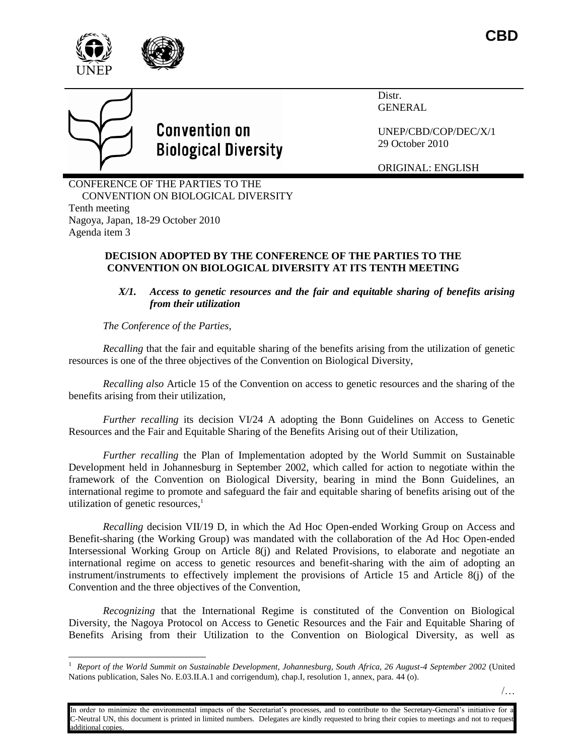CBD

Distr.
GENERAL

UNEP/CBD/COP/DEC/X/1
29 October 2010

ORIGINAL: ENGLISH

# Convention on Biological Diversity

CONFERENCE OF THE PARTIES TO THE CONVENTION ON BIOLOGICAL DIVERSITY
Tenth meeting
Nagoya, Japan, 18-29 October 2010
Agenda item 3

## DECISION ADOPTED BY THE CONFERENCE OF THE PARTIES TO THE CONVENTION ON BIOLOGICAL DIVERSITY AT ITS TENTH MEETING

### *X/1. Access to genetic resources and the fair and equitable sharing of benefits arising from their utilization*

*The Conference of the Parties,*

*Recalling* that the fair and equitable sharing of the benefits arising from the utilization of genetic resources is one of the three objectives of the Convention on Biological Diversity,

*Recalling also* Article 15 of the Convention on access to genetic resources and the sharing of the benefits arising from their utilization,

*Further recalling* its decision VI/24 A adopting the Bonn Guidelines on Access to Genetic Resources and the Fair and Equitable Sharing of the Benefits Arising out of their Utilization,

*Further recalling* the Plan of Implementation adopted by the World Summit on Sustainable Development held in Johannesburg in September 2002, which called for action to negotiate within the framework of the Convention on Biological Diversity, bearing in mind the Bonn Guidelines, an international regime to promote and safeguard the fair and equitable sharing of benefits arising out of the utilization of genetic resources,[1]

*Recalling* decision VII/19 D, in which the Ad Hoc Open-ended Working Group on Access and Benefit-sharing (the Working Group) was mandated with the collaboration of the Ad Hoc Open-ended Intersessional Working Group on Article 8(j) and Related Provisions, to elaborate and negotiate an international regime on access to genetic resources and benefit-sharing with the aim of adopting an instrument/instruments to effectively implement the provisions of Article 15 and Article 8(j) of the Convention and the three objectives of the Convention,

*Recognizing* that the International Regime is constituted of the Convention on Biological Diversity, the Nagoya Protocol on Access to Genetic Resources and the Fair and Equitable Sharing of Benefits Arising from their Utilization to the Convention on Biological Diversity, as well as

---

[1] *Report of the World Summit on Sustainable Development, Johannesburg, South Africa, 26 August-4 September 2002* (United Nations publication, Sales No. E.03.II.A.1 and corrigendum), chap.I, resolution 1, annex, para. 44 (o).

In order to minimize the environmental impacts of the Secretariat's processes, and to contribute to the Secretary-General's initiative for a C-Neutral UN, this document is printed in limited numbers. Delegates are kindly requested to bring their copies to meetings and not to request additional copies.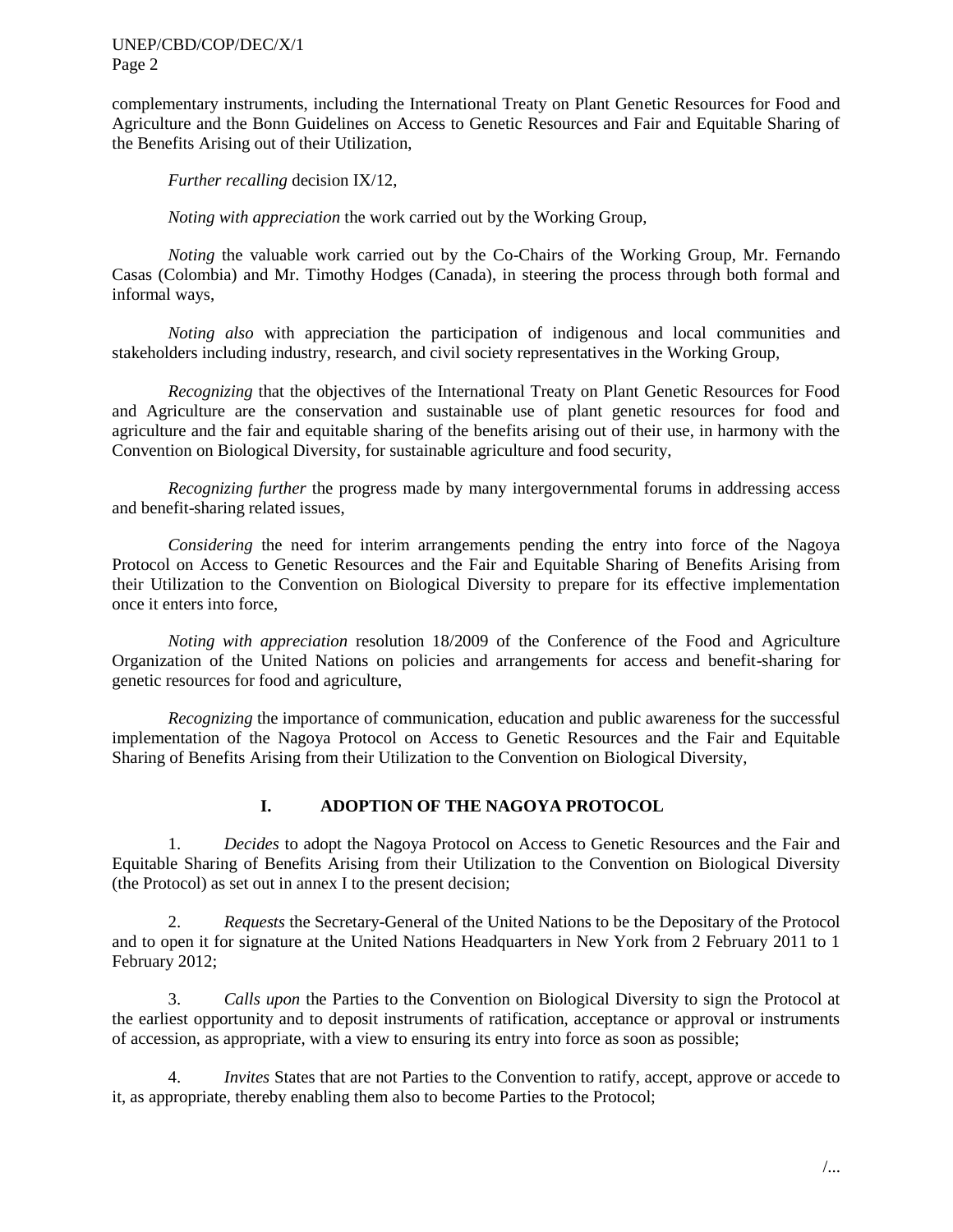complementary instruments, including the International Treaty on Plant Genetic Resources for Food and Agriculture and the Bonn Guidelines on Access to Genetic Resources and Fair and Equitable Sharing of the Benefits Arising out of their Utilization,

*Further recalling* decision IX/12,

*Noting with appreciation* the work carried out by the Working Group,

*Noting* the valuable work carried out by the Co-Chairs of the Working Group, Mr. Fernando Casas (Colombia) and Mr. Timothy Hodges (Canada), in steering the process through both formal and informal ways,

*Noting also* with appreciation the participation of indigenous and local communities and stakeholders including industry, research, and civil society representatives in the Working Group,

*Recognizing* that the objectives of the International Treaty on Plant Genetic Resources for Food and Agriculture are the conservation and sustainable use of plant genetic resources for food and agriculture and the fair and equitable sharing of the benefits arising out of their use, in harmony with the Convention on Biological Diversity, for sustainable agriculture and food security,

*Recognizing further* the progress made by many intergovernmental forums in addressing access and benefit-sharing related issues,

*Considering* the need for interim arrangements pending the entry into force of the Nagoya Protocol on Access to Genetic Resources and the Fair and Equitable Sharing of Benefits Arising from their Utilization to the Convention on Biological Diversity to prepare for its effective implementation once it enters into force,

*Noting with appreciation* resolution 18/2009 of the Conference of the Food and Agriculture Organization of the United Nations on policies and arrangements for access and benefit-sharing for genetic resources for food and agriculture,

*Recognizing* the importance of communication, education and public awareness for the successful implementation of the Nagoya Protocol on Access to Genetic Resources and the Fair and Equitable Sharing of Benefits Arising from their Utilization to the Convention on Biological Diversity,

## I. ADOPTION OF THE NAGOYA PROTOCOL

1. *Decides* to adopt the Nagoya Protocol on Access to Genetic Resources and the Fair and Equitable Sharing of Benefits Arising from their Utilization to the Convention on Biological Diversity (the Protocol) as set out in annex I to the present decision;

2. *Requests* the Secretary-General of the United Nations to be the Depositary of the Protocol and to open it for signature at the United Nations Headquarters in New York from 2 February 2011 to 1 February 2012;

3. *Calls upon* the Parties to the Convention on Biological Diversity to sign the Protocol at the earliest opportunity and to deposit instruments of ratification, acceptance or approval or instruments of accession, as appropriate, with a view to ensuring its entry into force as soon as possible;

4. *Invites* States that are not Parties to the Convention to ratify, accept, approve or accede to it, as appropriate, thereby enabling them also to become Parties to the Protocol;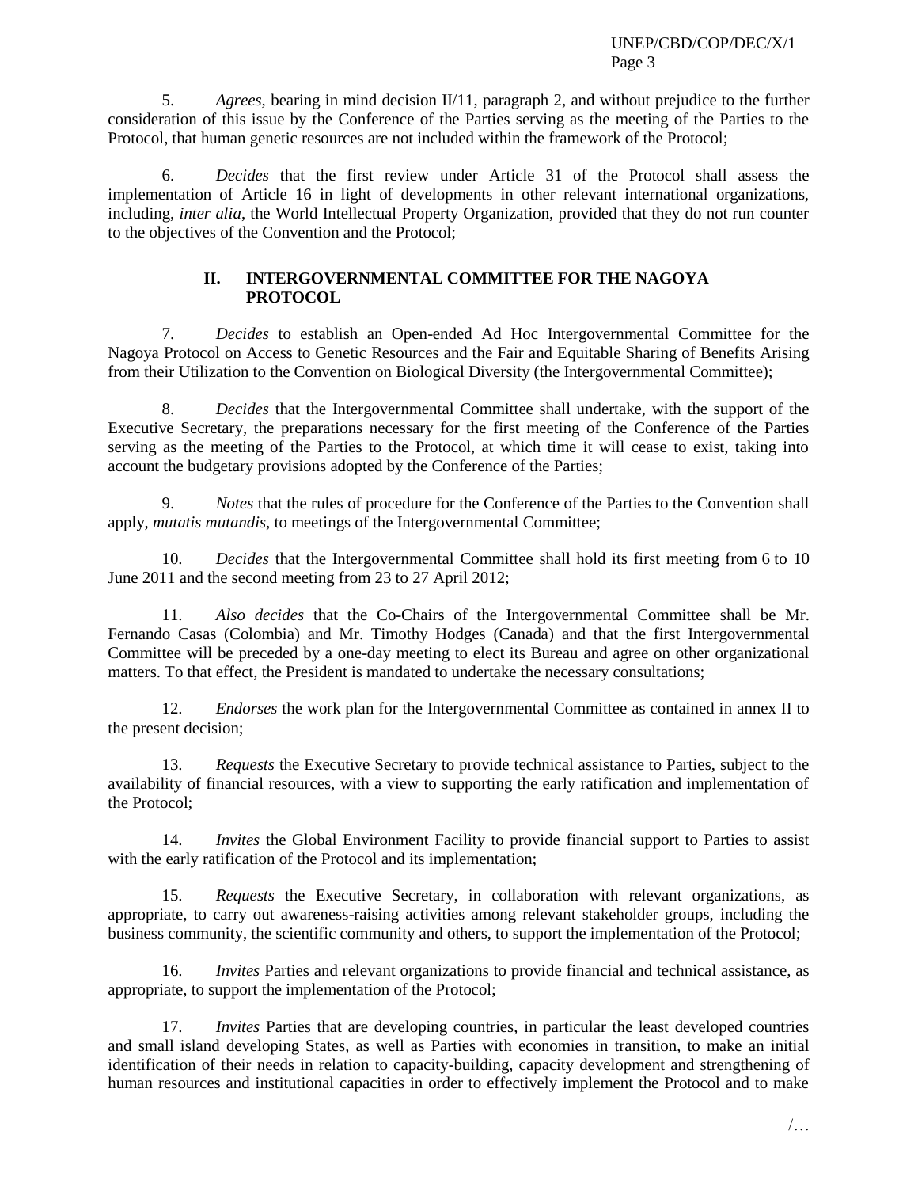5. *Agrees*, bearing in mind decision II/11, paragraph 2, and without prejudice to the further consideration of this issue by the Conference of the Parties serving as the meeting of the Parties to the Protocol, that human genetic resources are not included within the framework of the Protocol;

6. *Decides* that the first review under Article 31 of the Protocol shall assess the implementation of Article 16 in light of developments in other relevant international organizations, including, *inter alia*, the World Intellectual Property Organization, provided that they do not run counter to the objectives of the Convention and the Protocol;

## II. INTERGOVERNMENTAL COMMITTEE FOR THE NAGOYA PROTOCOL

7. *Decides* to establish an Open-ended Ad Hoc Intergovernmental Committee for the Nagoya Protocol on Access to Genetic Resources and the Fair and Equitable Sharing of Benefits Arising from their Utilization to the Convention on Biological Diversity (the Intergovernmental Committee);

8. *Decides* that the Intergovernmental Committee shall undertake, with the support of the Executive Secretary, the preparations necessary for the first meeting of the Conference of the Parties serving as the meeting of the Parties to the Protocol, at which time it will cease to exist, taking into account the budgetary provisions adopted by the Conference of the Parties;

9. *Notes* that the rules of procedure for the Conference of the Parties to the Convention shall apply, *mutatis mutandis*, to meetings of the Intergovernmental Committee;

10. *Decides* that the Intergovernmental Committee shall hold its first meeting from 6 to 10 June 2011 and the second meeting from 23 to 27 April 2012;

11. *Also decides* that the Co-Chairs of the Intergovernmental Committee shall be Mr. Fernando Casas (Colombia) and Mr. Timothy Hodges (Canada) and that the first Intergovernmental Committee will be preceded by a one-day meeting to elect its Bureau and agree on other organizational matters. To that effect, the President is mandated to undertake the necessary consultations;

12. *Endorses* the work plan for the Intergovernmental Committee as contained in annex II to the present decision;

13. *Requests* the Executive Secretary to provide technical assistance to Parties, subject to the availability of financial resources, with a view to supporting the early ratification and implementation of the Protocol;

14. *Invites* the Global Environment Facility to provide financial support to Parties to assist with the early ratification of the Protocol and its implementation;

15. *Requests* the Executive Secretary, in collaboration with relevant organizations, as appropriate, to carry out awareness-raising activities among relevant stakeholder groups, including the business community, the scientific community and others, to support the implementation of the Protocol;

16. *Invites* Parties and relevant organizations to provide financial and technical assistance, as appropriate, to support the implementation of the Protocol;

17. *Invites* Parties that are developing countries, in particular the least developed countries and small island developing States, as well as Parties with economies in transition, to make an initial identification of their needs in relation to capacity-building, capacity development and strengthening of human resources and institutional capacities in order to effectively implement the Protocol and to make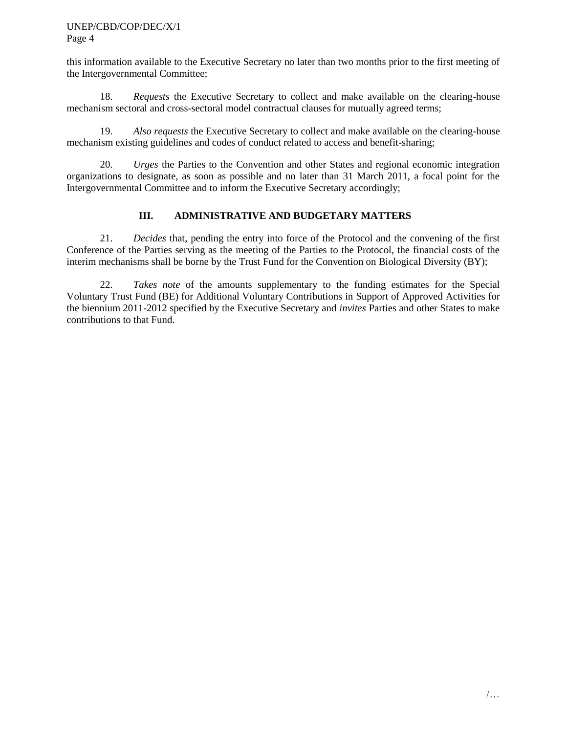this information available to the Executive Secretary no later than two months prior to the first meeting of the Intergovernmental Committee;

18. *Requests* the Executive Secretary to collect and make available on the clearing-house mechanism sectoral and cross-sectoral model contractual clauses for mutually agreed terms;

19. *Also requests* the Executive Secretary to collect and make available on the clearing-house mechanism existing guidelines and codes of conduct related to access and benefit-sharing;

20. *Urges* the Parties to the Convention and other States and regional economic integration organizations to designate, as soon as possible and no later than 31 March 2011, a focal point for the Intergovernmental Committee and to inform the Executive Secretary accordingly;

### III. ADMINISTRATIVE AND BUDGETARY MATTERS

21. *Decides* that, pending the entry into force of the Protocol and the convening of the first Conference of the Parties serving as the meeting of the Parties to the Protocol, the financial costs of the interim mechanisms shall be borne by the Trust Fund for the Convention on Biological Diversity (BY);

22. *Takes note* of the amounts supplementary to the funding estimates for the Special Voluntary Trust Fund (BE) for Additional Voluntary Contributions in Support of Approved Activities for the biennium 2011-2012 specified by the Executive Secretary and *invites* Parties and other States to make contributions to that Fund.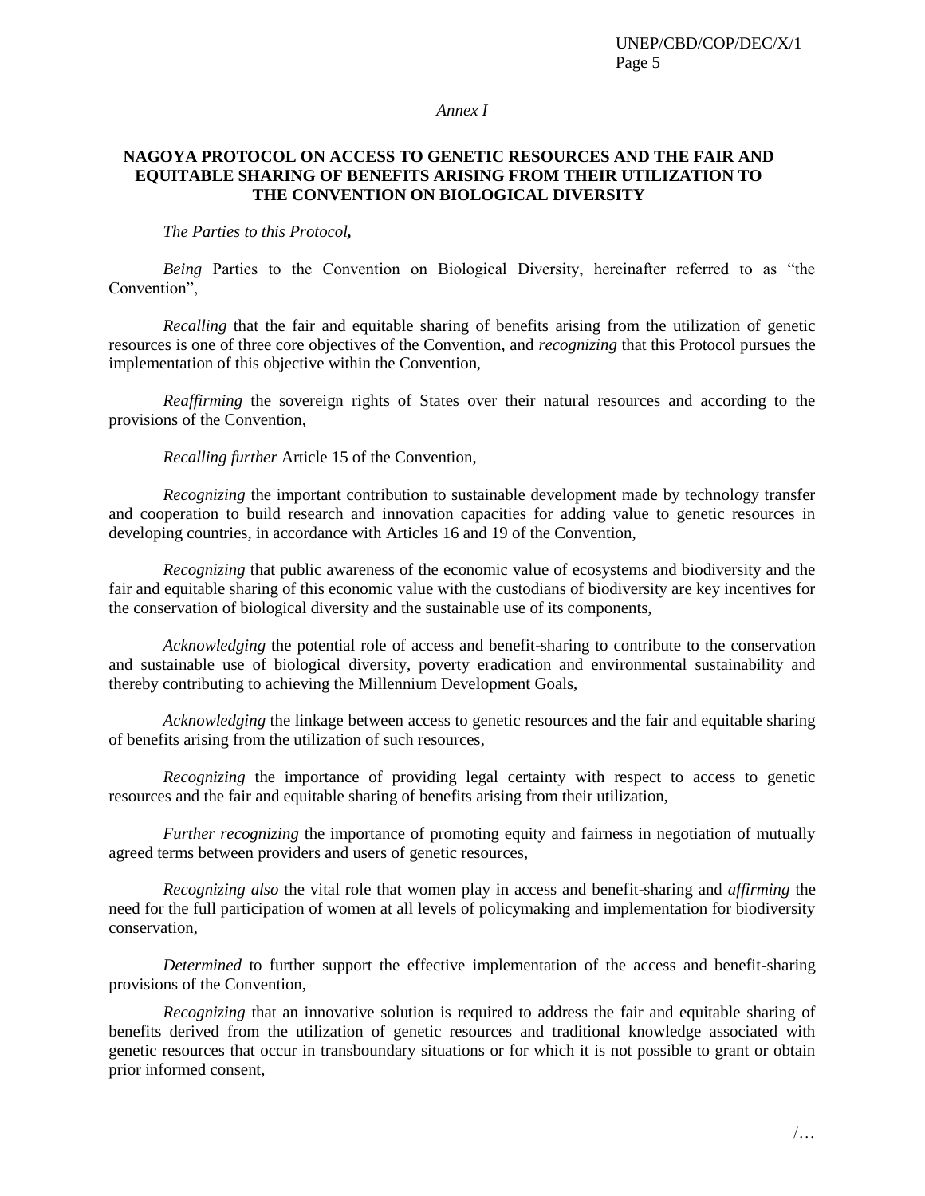*Annex I*

**NAGOYA PROTOCOL ON ACCESS TO GENETIC RESOURCES AND THE FAIR AND EQUITABLE SHARING OF BENEFITS ARISING FROM THEIR UTILIZATION TO THE CONVENTION ON BIOLOGICAL DIVERSITY**

*The Parties to this Protocol,*

*Being* Parties to the Convention on Biological Diversity, hereinafter referred to as "the Convention",

*Recalling* that the fair and equitable sharing of benefits arising from the utilization of genetic resources is one of three core objectives of the Convention, and *recognizing* that this Protocol pursues the implementation of this objective within the Convention,

*Reaffirming* the sovereign rights of States over their natural resources and according to the provisions of the Convention,

*Recalling further* Article 15 of the Convention,

*Recognizing* the important contribution to sustainable development made by technology transfer and cooperation to build research and innovation capacities for adding value to genetic resources in developing countries, in accordance with Articles 16 and 19 of the Convention,

*Recognizing* that public awareness of the economic value of ecosystems and biodiversity and the fair and equitable sharing of this economic value with the custodians of biodiversity are key incentives for the conservation of biological diversity and the sustainable use of its components,

*Acknowledging* the potential role of access and benefit-sharing to contribute to the conservation and sustainable use of biological diversity, poverty eradication and environmental sustainability and thereby contributing to achieving the Millennium Development Goals,

*Acknowledging* the linkage between access to genetic resources and the fair and equitable sharing of benefits arising from the utilization of such resources,

*Recognizing* the importance of providing legal certainty with respect to access to genetic resources and the fair and equitable sharing of benefits arising from their utilization,

*Further recognizing* the importance of promoting equity and fairness in negotiation of mutually agreed terms between providers and users of genetic resources,

*Recognizing also* the vital role that women play in access and benefit-sharing and *affirming* the need for the full participation of women at all levels of policymaking and implementation for biodiversity conservation,

*Determined* to further support the effective implementation of the access and benefit-sharing provisions of the Convention,

*Recognizing* that an innovative solution is required to address the fair and equitable sharing of benefits derived from the utilization of genetic resources and traditional knowledge associated with genetic resources that occur in transboundary situations or for which it is not possible to grant or obtain prior informed consent,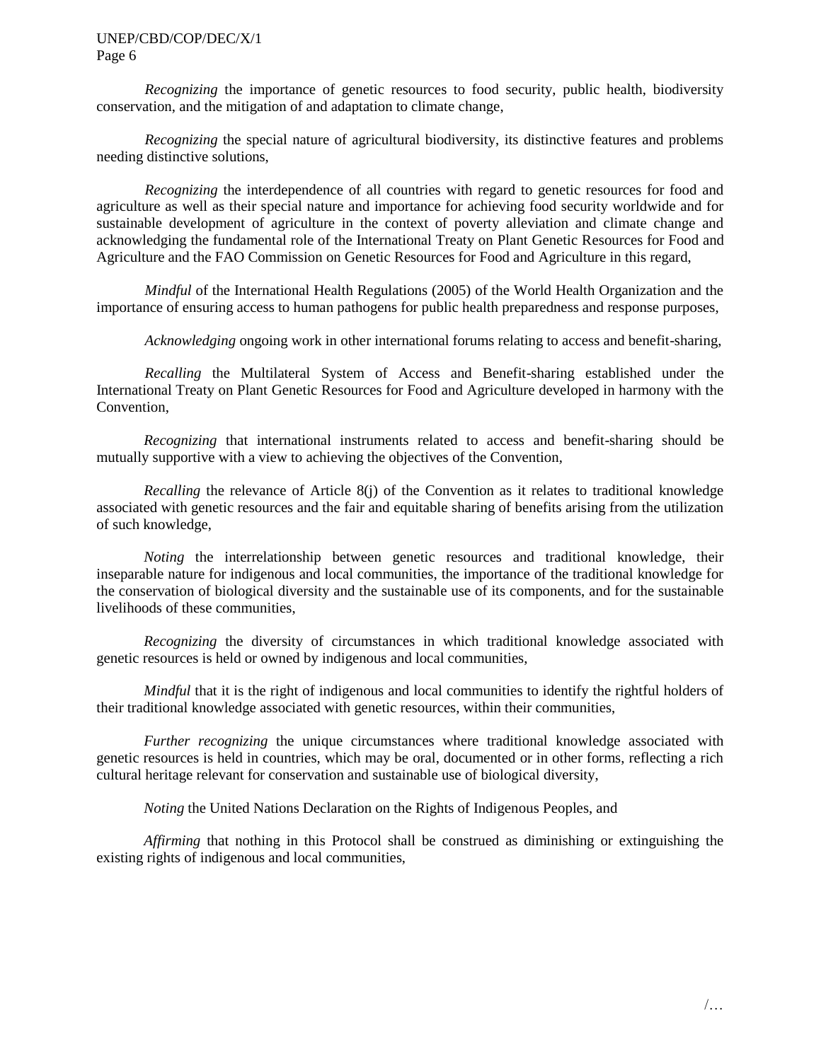*Recognizing* the importance of genetic resources to food security, public health, biodiversity conservation, and the mitigation of and adaptation to climate change,

*Recognizing* the special nature of agricultural biodiversity, its distinctive features and problems needing distinctive solutions,

*Recognizing* the interdependence of all countries with regard to genetic resources for food and agriculture as well as their special nature and importance for achieving food security worldwide and for sustainable development of agriculture in the context of poverty alleviation and climate change and acknowledging the fundamental role of the International Treaty on Plant Genetic Resources for Food and Agriculture and the FAO Commission on Genetic Resources for Food and Agriculture in this regard,

*Mindful* of the International Health Regulations (2005) of the World Health Organization and the importance of ensuring access to human pathogens for public health preparedness and response purposes,

*Acknowledging* ongoing work in other international forums relating to access and benefit-sharing,

*Recalling* the Multilateral System of Access and Benefit-sharing established under the International Treaty on Plant Genetic Resources for Food and Agriculture developed in harmony with the Convention,

*Recognizing* that international instruments related to access and benefit-sharing should be mutually supportive with a view to achieving the objectives of the Convention,

*Recalling* the relevance of Article 8(j) of the Convention as it relates to traditional knowledge associated with genetic resources and the fair and equitable sharing of benefits arising from the utilization of such knowledge,

*Noting* the interrelationship between genetic resources and traditional knowledge, their inseparable nature for indigenous and local communities, the importance of the traditional knowledge for the conservation of biological diversity and the sustainable use of its components, and for the sustainable livelihoods of these communities,

*Recognizing* the diversity of circumstances in which traditional knowledge associated with genetic resources is held or owned by indigenous and local communities,

*Mindful* that it is the right of indigenous and local communities to identify the rightful holders of their traditional knowledge associated with genetic resources, within their communities,

*Further recognizing* the unique circumstances where traditional knowledge associated with genetic resources is held in countries, which may be oral, documented or in other forms, reflecting a rich cultural heritage relevant for conservation and sustainable use of biological diversity,

*Noting* the United Nations Declaration on the Rights of Indigenous Peoples, and

*Affirming* that nothing in this Protocol shall be construed as diminishing or extinguishing the existing rights of indigenous and local communities,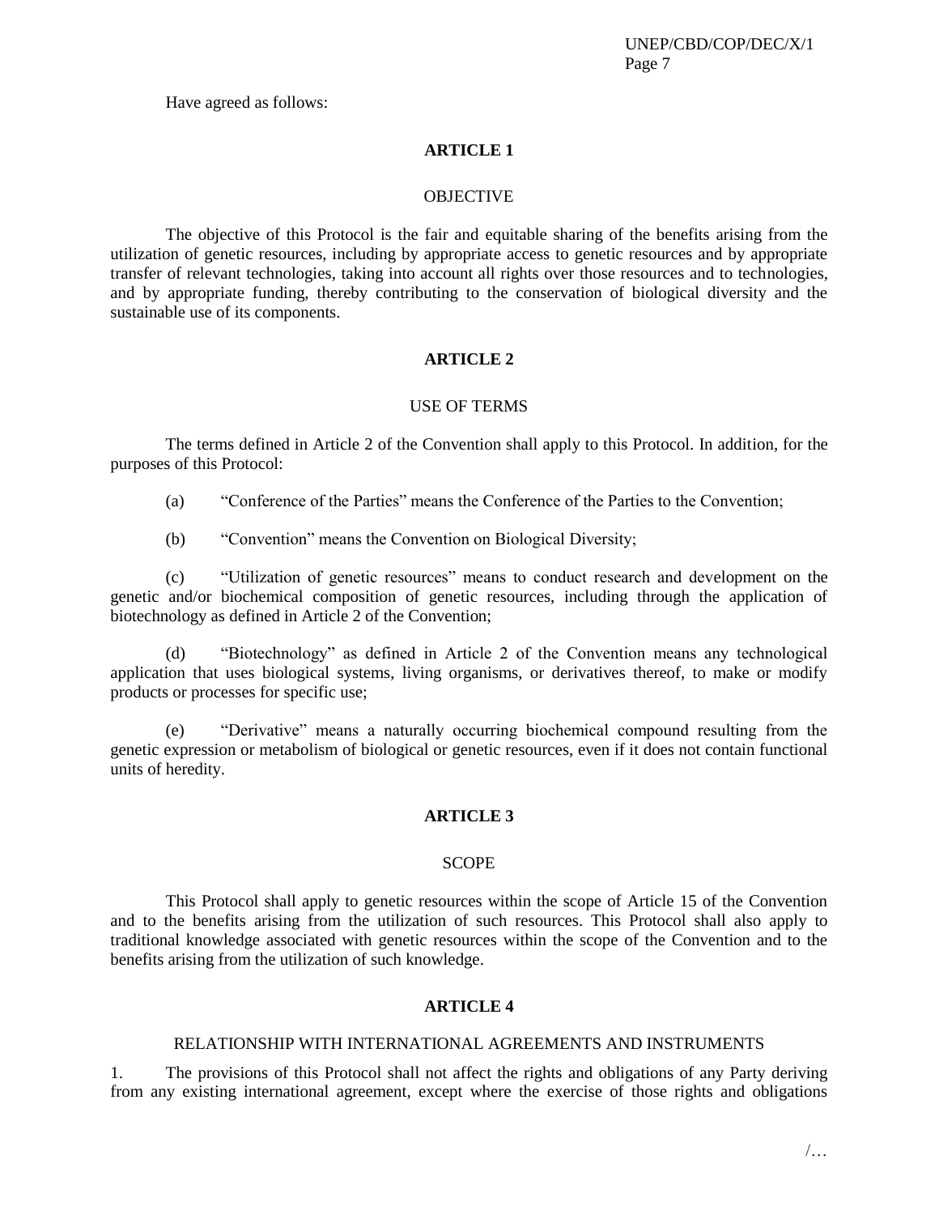Have agreed as follows:

## ARTICLE 1

### OBJECTIVE

The objective of this Protocol is the fair and equitable sharing of the benefits arising from the utilization of genetic resources, including by appropriate access to genetic resources and by appropriate transfer of relevant technologies, taking into account all rights over those resources and to technologies, and by appropriate funding, thereby contributing to the conservation of biological diversity and the sustainable use of its components.

## ARTICLE 2

### USE OF TERMS

The terms defined in Article 2 of the Convention shall apply to this Protocol. In addition, for the purposes of this Protocol:

(a) "Conference of the Parties" means the Conference of the Parties to the Convention;

(b) "Convention" means the Convention on Biological Diversity;

(c) "Utilization of genetic resources" means to conduct research and development on the genetic and/or biochemical composition of genetic resources, including through the application of biotechnology as defined in Article 2 of the Convention;

(d) "Biotechnology" as defined in Article 2 of the Convention means any technological application that uses biological systems, living organisms, or derivatives thereof, to make or modify products or processes for specific use;

(e) "Derivative" means a naturally occurring biochemical compound resulting from the genetic expression or metabolism of biological or genetic resources, even if it does not contain functional units of heredity.

## ARTICLE 3

### SCOPE

This Protocol shall apply to genetic resources within the scope of Article 15 of the Convention and to the benefits arising from the utilization of such resources. This Protocol shall also apply to traditional knowledge associated with genetic resources within the scope of the Convention and to the benefits arising from the utilization of such knowledge.

## ARTICLE 4

### RELATIONSHIP WITH INTERNATIONAL AGREEMENTS AND INSTRUMENTS

1. The provisions of this Protocol shall not affect the rights and obligations of any Party deriving from any existing international agreement, except where the exercise of those rights and obligations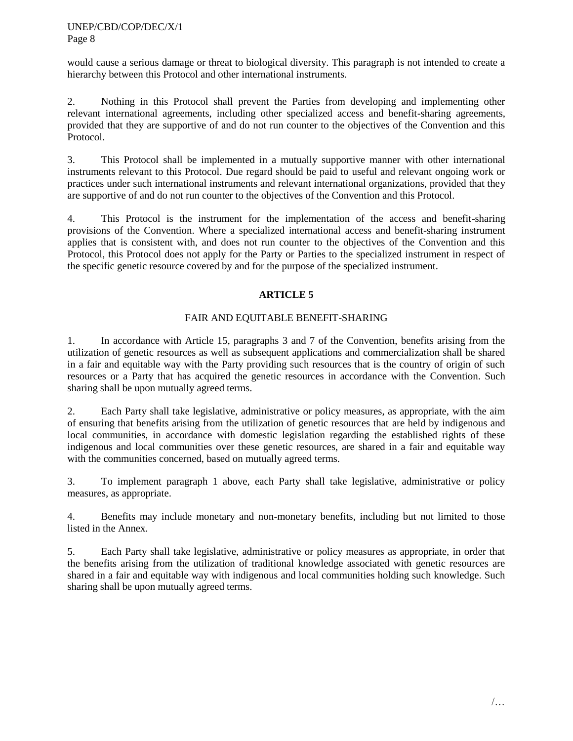would cause a serious damage or threat to biological diversity. This paragraph is not intended to create a hierarchy between this Protocol and other international instruments.

2. Nothing in this Protocol shall prevent the Parties from developing and implementing other relevant international agreements, including other specialized access and benefit-sharing agreements, provided that they are supportive of and do not run counter to the objectives of the Convention and this Protocol.

3. This Protocol shall be implemented in a mutually supportive manner with other international instruments relevant to this Protocol. Due regard should be paid to useful and relevant ongoing work or practices under such international instruments and relevant international organizations, provided that they are supportive of and do not run counter to the objectives of the Convention and this Protocol.

4. This Protocol is the instrument for the implementation of the access and benefit-sharing provisions of the Convention. Where a specialized international access and benefit-sharing instrument applies that is consistent with, and does not run counter to the objectives of the Convention and this Protocol, this Protocol does not apply for the Party or Parties to the specialized instrument in respect of the specific genetic resource covered by and for the purpose of the specialized instrument.

## ARTICLE 5

### FAIR AND EQUITABLE BENEFIT-SHARING

1. In accordance with Article 15, paragraphs 3 and 7 of the Convention, benefits arising from the utilization of genetic resources as well as subsequent applications and commercialization shall be shared in a fair and equitable way with the Party providing such resources that is the country of origin of such resources or a Party that has acquired the genetic resources in accordance with the Convention. Such sharing shall be upon mutually agreed terms.

2. Each Party shall take legislative, administrative or policy measures, as appropriate, with the aim of ensuring that benefits arising from the utilization of genetic resources that are held by indigenous and local communities, in accordance with domestic legislation regarding the established rights of these indigenous and local communities over these genetic resources, are shared in a fair and equitable way with the communities concerned, based on mutually agreed terms.

3. To implement paragraph 1 above, each Party shall take legislative, administrative or policy measures, as appropriate.

4. Benefits may include monetary and non-monetary benefits, including but not limited to those listed in the Annex.

5. Each Party shall take legislative, administrative or policy measures as appropriate, in order that the benefits arising from the utilization of traditional knowledge associated with genetic resources are shared in a fair and equitable way with indigenous and local communities holding such knowledge. Such sharing shall be upon mutually agreed terms.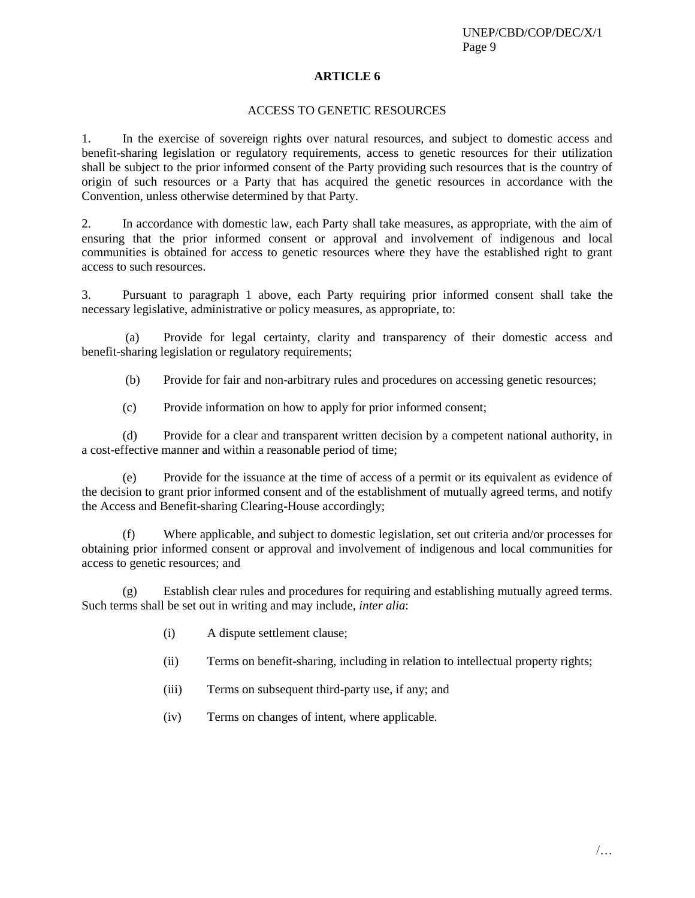## ARTICLE 6

### ACCESS TO GENETIC RESOURCES

1. In the exercise of sovereign rights over natural resources, and subject to domestic access and benefit-sharing legislation or regulatory requirements, access to genetic resources for their utilization shall be subject to the prior informed consent of the Party providing such resources that is the country of origin of such resources or a Party that has acquired the genetic resources in accordance with the Convention, unless otherwise determined by that Party.

2. In accordance with domestic law, each Party shall take measures, as appropriate, with the aim of ensuring that the prior informed consent or approval and involvement of indigenous and local communities is obtained for access to genetic resources where they have the established right to grant access to such resources.

3. Pursuant to paragraph 1 above, each Party requiring prior informed consent shall take the necessary legislative, administrative or policy measures, as appropriate, to:

(a) Provide for legal certainty, clarity and transparency of their domestic access and benefit-sharing legislation or regulatory requirements;

(b) Provide for fair and non-arbitrary rules and procedures on accessing genetic resources;

(c) Provide information on how to apply for prior informed consent;

(d) Provide for a clear and transparent written decision by a competent national authority, in a cost-effective manner and within a reasonable period of time;

(e) Provide for the issuance at the time of access of a permit or its equivalent as evidence of the decision to grant prior informed consent and of the establishment of mutually agreed terms, and notify the Access and Benefit-sharing Clearing-House accordingly;

(f) Where applicable, and subject to domestic legislation, set out criteria and/or processes for obtaining prior informed consent or approval and involvement of indigenous and local communities for access to genetic resources; and

(g) Establish clear rules and procedures for requiring and establishing mutually agreed terms. Such terms shall be set out in writing and may include, *inter alia*:

(i) A dispute settlement clause;

(ii) Terms on benefit-sharing, including in relation to intellectual property rights;

(iii) Terms on subsequent third-party use, if any; and

(iv) Terms on changes of intent, where applicable.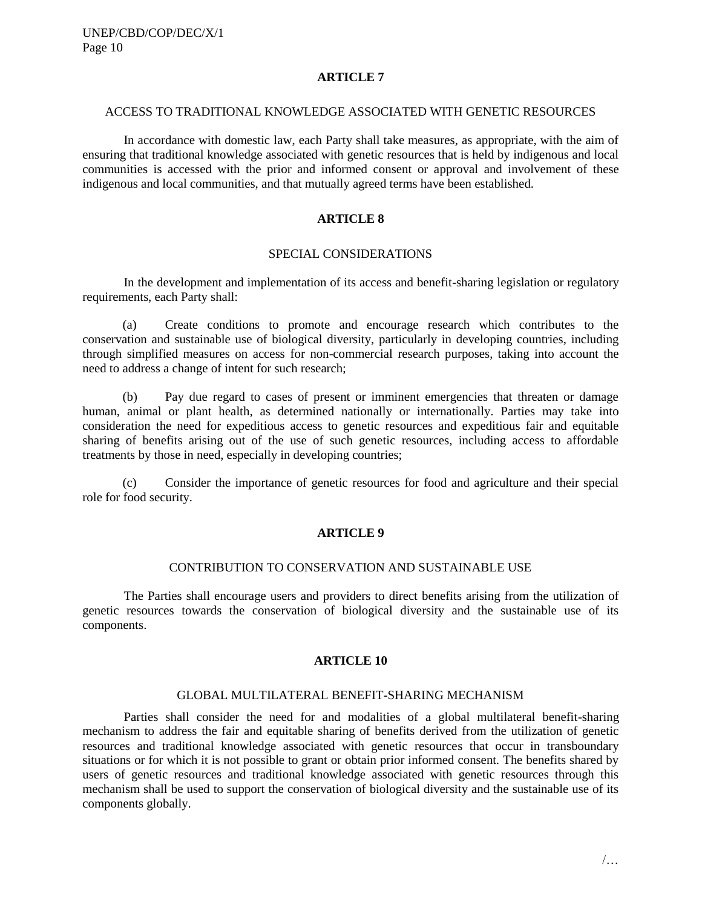## ARTICLE 7

### ACCESS TO TRADITIONAL KNOWLEDGE ASSOCIATED WITH GENETIC RESOURCES

In accordance with domestic law, each Party shall take measures, as appropriate, with the aim of ensuring that traditional knowledge associated with genetic resources that is held by indigenous and local communities is accessed with the prior and informed consent or approval and involvement of these indigenous and local communities, and that mutually agreed terms have been established.

## ARTICLE 8

### SPECIAL CONSIDERATIONS

In the development and implementation of its access and benefit-sharing legislation or regulatory requirements, each Party shall:

(a) Create conditions to promote and encourage research which contributes to the conservation and sustainable use of biological diversity, particularly in developing countries, including through simplified measures on access for non-commercial research purposes, taking into account the need to address a change of intent for such research;

(b) Pay due regard to cases of present or imminent emergencies that threaten or damage human, animal or plant health, as determined nationally or internationally. Parties may take into consideration the need for expeditious access to genetic resources and expeditious fair and equitable sharing of benefits arising out of the use of such genetic resources, including access to affordable treatments by those in need, especially in developing countries;

(c) Consider the importance of genetic resources for food and agriculture and their special role for food security.

## ARTICLE 9

### CONTRIBUTION TO CONSERVATION AND SUSTAINABLE USE

The Parties shall encourage users and providers to direct benefits arising from the utilization of genetic resources towards the conservation of biological diversity and the sustainable use of its components.

## ARTICLE 10

### GLOBAL MULTILATERAL BENEFIT-SHARING MECHANISM

Parties shall consider the need for and modalities of a global multilateral benefit-sharing mechanism to address the fair and equitable sharing of benefits derived from the utilization of genetic resources and traditional knowledge associated with genetic resources that occur in transboundary situations or for which it is not possible to grant or obtain prior informed consent. The benefits shared by users of genetic resources and traditional knowledge associated with genetic resources through this mechanism shall be used to support the conservation of biological diversity and the sustainable use of its components globally.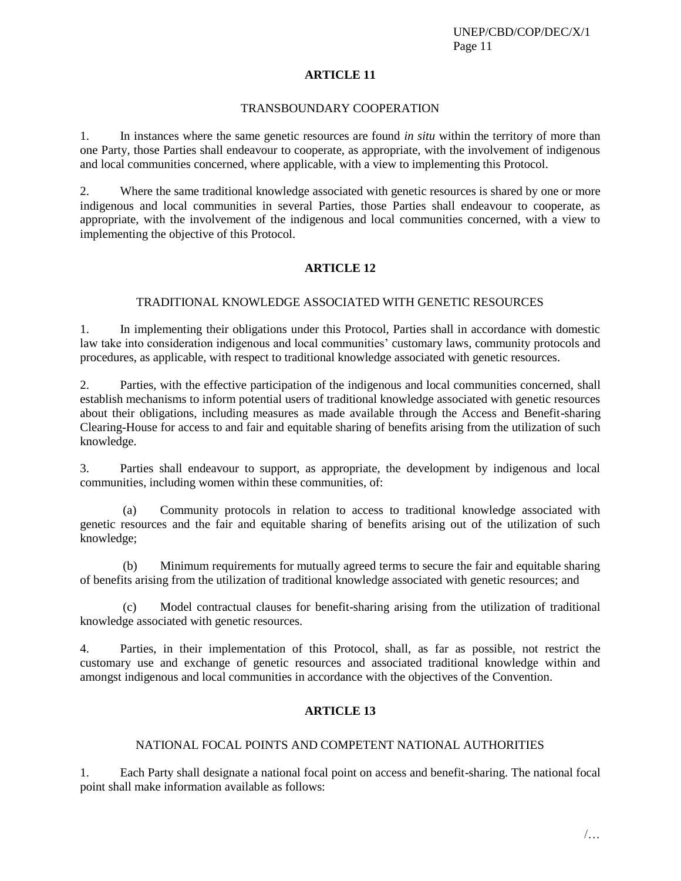## ARTICLE 11

### TRANSBOUNDARY COOPERATION

1. In instances where the same genetic resources are found *in situ* within the territory of more than one Party, those Parties shall endeavour to cooperate, as appropriate, with the involvement of indigenous and local communities concerned, where applicable, with a view to implementing this Protocol.

2. Where the same traditional knowledge associated with genetic resources is shared by one or more indigenous and local communities in several Parties, those Parties shall endeavour to cooperate, as appropriate, with the involvement of the indigenous and local communities concerned, with a view to implementing the objective of this Protocol.

## ARTICLE 12

### TRADITIONAL KNOWLEDGE ASSOCIATED WITH GENETIC RESOURCES

1. In implementing their obligations under this Protocol, Parties shall in accordance with domestic law take into consideration indigenous and local communities' customary laws, community protocols and procedures, as applicable, with respect to traditional knowledge associated with genetic resources.

2. Parties, with the effective participation of the indigenous and local communities concerned, shall establish mechanisms to inform potential users of traditional knowledge associated with genetic resources about their obligations, including measures as made available through the Access and Benefit-sharing Clearing-House for access to and fair and equitable sharing of benefits arising from the utilization of such knowledge.

3. Parties shall endeavour to support, as appropriate, the development by indigenous and local communities, including women within these communities, of:

(a) Community protocols in relation to access to traditional knowledge associated with genetic resources and the fair and equitable sharing of benefits arising out of the utilization of such knowledge;

(b) Minimum requirements for mutually agreed terms to secure the fair and equitable sharing of benefits arising from the utilization of traditional knowledge associated with genetic resources; and

(c) Model contractual clauses for benefit-sharing arising from the utilization of traditional knowledge associated with genetic resources.

4. Parties, in their implementation of this Protocol, shall, as far as possible, not restrict the customary use and exchange of genetic resources and associated traditional knowledge within and amongst indigenous and local communities in accordance with the objectives of the Convention.

## ARTICLE 13

### NATIONAL FOCAL POINTS AND COMPETENT NATIONAL AUTHORITIES

1. Each Party shall designate a national focal point on access and benefit-sharing. The national focal point shall make information available as follows: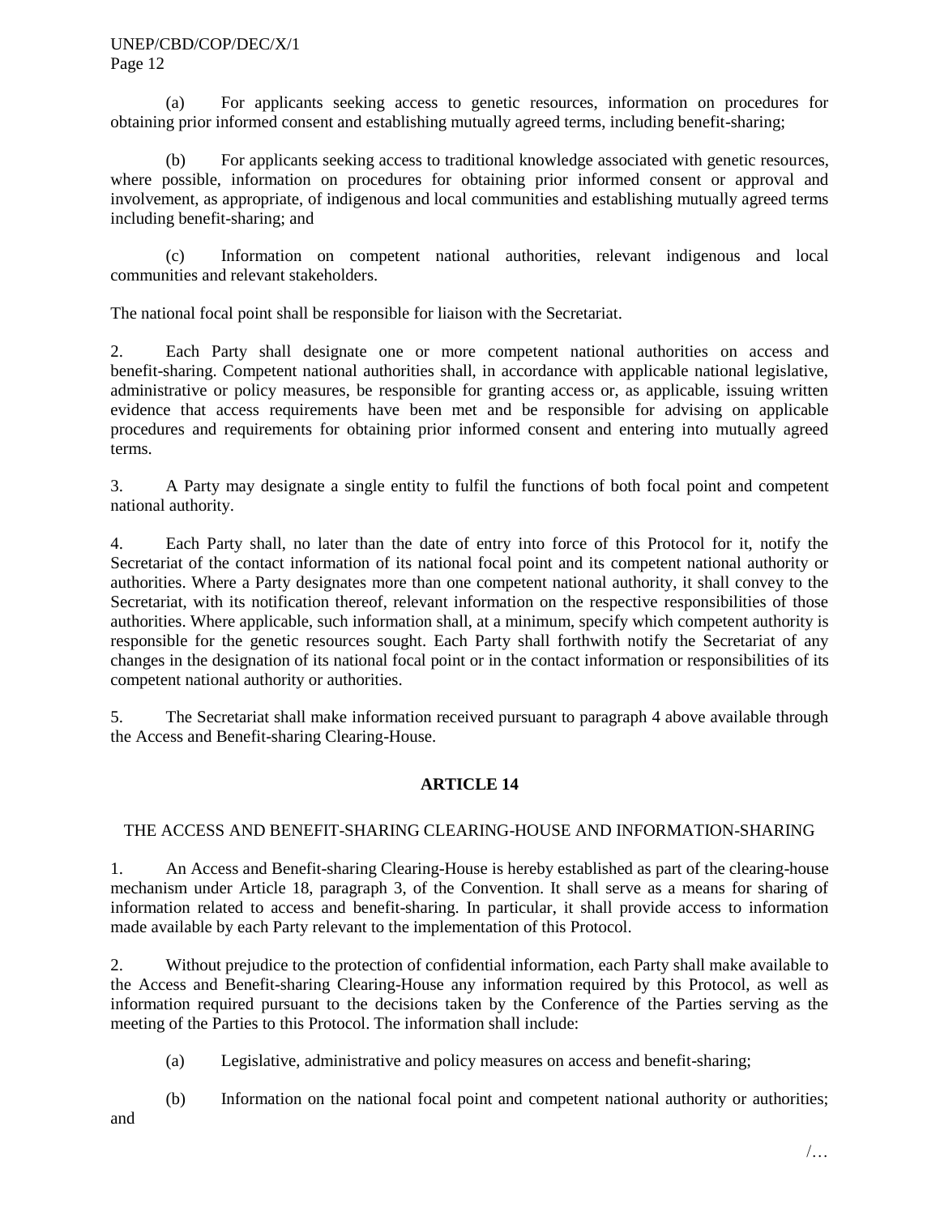(a) For applicants seeking access to genetic resources, information on procedures for obtaining prior informed consent and establishing mutually agreed terms, including benefit-sharing;

(b) For applicants seeking access to traditional knowledge associated with genetic resources, where possible, information on procedures for obtaining prior informed consent or approval and involvement, as appropriate, of indigenous and local communities and establishing mutually agreed terms including benefit-sharing; and

(c) Information on competent national authorities, relevant indigenous and local communities and relevant stakeholders.

The national focal point shall be responsible for liaison with the Secretariat.

2. Each Party shall designate one or more competent national authorities on access and benefit-sharing. Competent national authorities shall, in accordance with applicable national legislative, administrative or policy measures, be responsible for granting access or, as applicable, issuing written evidence that access requirements have been met and be responsible for advising on applicable procedures and requirements for obtaining prior informed consent and entering into mutually agreed terms.

3. A Party may designate a single entity to fulfil the functions of both focal point and competent national authority.

4. Each Party shall, no later than the date of entry into force of this Protocol for it, notify the Secretariat of the contact information of its national focal point and its competent national authority or authorities. Where a Party designates more than one competent national authority, it shall convey to the Secretariat, with its notification thereof, relevant information on the respective responsibilities of those authorities. Where applicable, such information shall, at a minimum, specify which competent authority is responsible for the genetic resources sought. Each Party shall forthwith notify the Secretariat of any changes in the designation of its national focal point or in the contact information or responsibilities of its competent national authority or authorities.

5. The Secretariat shall make information received pursuant to paragraph 4 above available through the Access and Benefit-sharing Clearing-House.

## ARTICLE 14

### THE ACCESS AND BENEFIT-SHARING CLEARING-HOUSE AND INFORMATION-SHARING

1. An Access and Benefit-sharing Clearing-House is hereby established as part of the clearing-house mechanism under Article 18, paragraph 3, of the Convention. It shall serve as a means for sharing of information related to access and benefit-sharing. In particular, it shall provide access to information made available by each Party relevant to the implementation of this Protocol.

2. Without prejudice to the protection of confidential information, each Party shall make available to the Access and Benefit-sharing Clearing-House any information required by this Protocol, as well as information required pursuant to the decisions taken by the Conference of the Parties serving as the meeting of the Parties to this Protocol. The information shall include:

(a) Legislative, administrative and policy measures on access and benefit-sharing;

(b) Information on the national focal point and competent national authority or authorities; and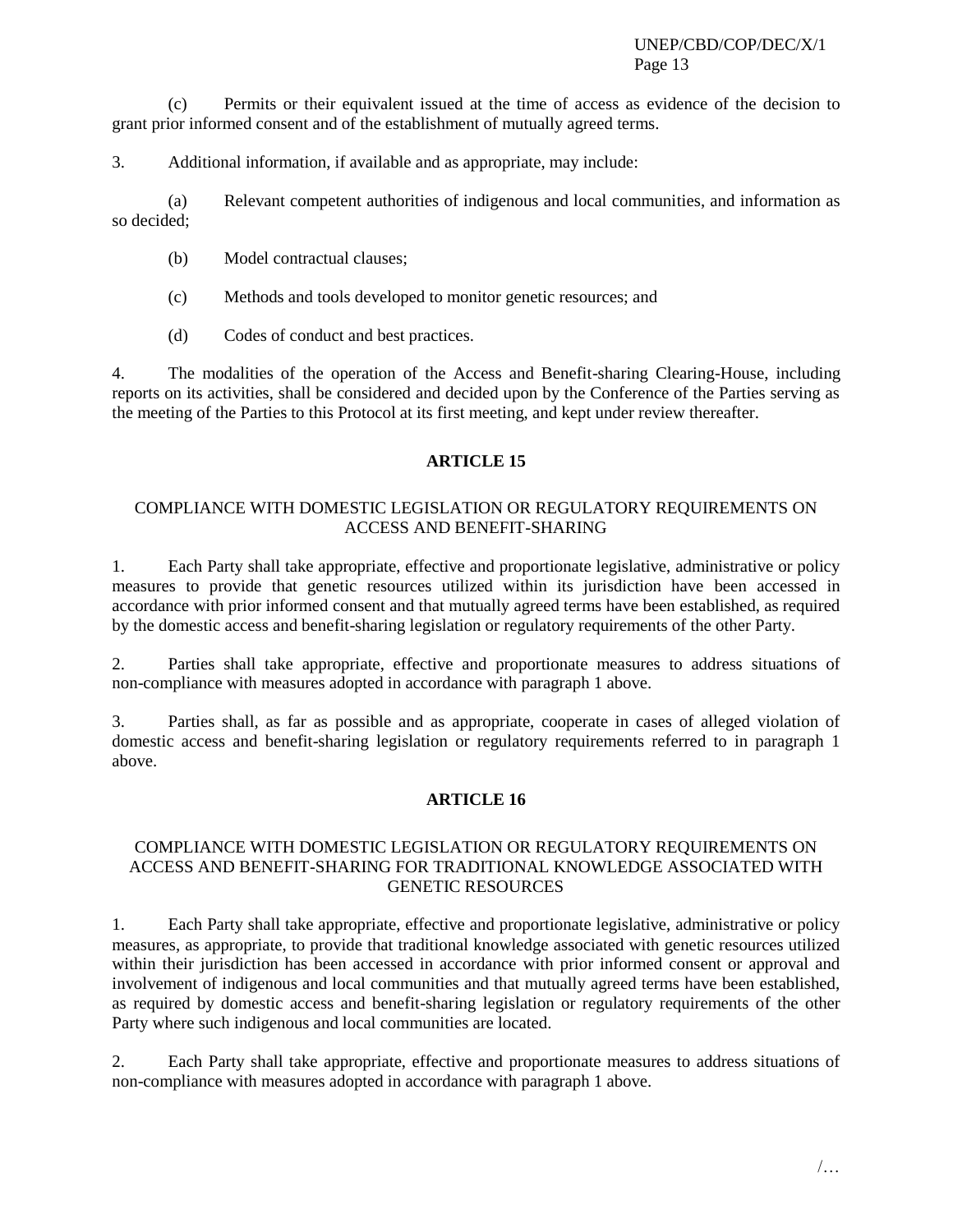(c) Permits or their equivalent issued at the time of access as evidence of the decision to grant prior informed consent and of the establishment of mutually agreed terms.

3. Additional information, if available and as appropriate, may include:

(a) Relevant competent authorities of indigenous and local communities, and information as so decided;

(b) Model contractual clauses;

(c) Methods and tools developed to monitor genetic resources; and

(d) Codes of conduct and best practices.

4. The modalities of the operation of the Access and Benefit-sharing Clearing-House, including reports on its activities, shall be considered and decided upon by the Conference of the Parties serving as the meeting of the Parties to this Protocol at its first meeting, and kept under review thereafter.

## ARTICLE 15

### COMPLIANCE WITH DOMESTIC LEGISLATION OR REGULATORY REQUIREMENTS ON ACCESS AND BENEFIT-SHARING

1. Each Party shall take appropriate, effective and proportionate legislative, administrative or policy measures to provide that genetic resources utilized within its jurisdiction have been accessed in accordance with prior informed consent and that mutually agreed terms have been established, as required by the domestic access and benefit-sharing legislation or regulatory requirements of the other Party.

2. Parties shall take appropriate, effective and proportionate measures to address situations of non-compliance with measures adopted in accordance with paragraph 1 above.

3. Parties shall, as far as possible and as appropriate, cooperate in cases of alleged violation of domestic access and benefit-sharing legislation or regulatory requirements referred to in paragraph 1 above.

## ARTICLE 16

### COMPLIANCE WITH DOMESTIC LEGISLATION OR REGULATORY REQUIREMENTS ON ACCESS AND BENEFIT-SHARING FOR TRADITIONAL KNOWLEDGE ASSOCIATED WITH GENETIC RESOURCES

1. Each Party shall take appropriate, effective and proportionate legislative, administrative or policy measures, as appropriate, to provide that traditional knowledge associated with genetic resources utilized within their jurisdiction has been accessed in accordance with prior informed consent or approval and involvement of indigenous and local communities and that mutually agreed terms have been established, as required by domestic access and benefit-sharing legislation or regulatory requirements of the other Party where such indigenous and local communities are located.

2. Each Party shall take appropriate, effective and proportionate measures to address situations of non-compliance with measures adopted in accordance with paragraph 1 above.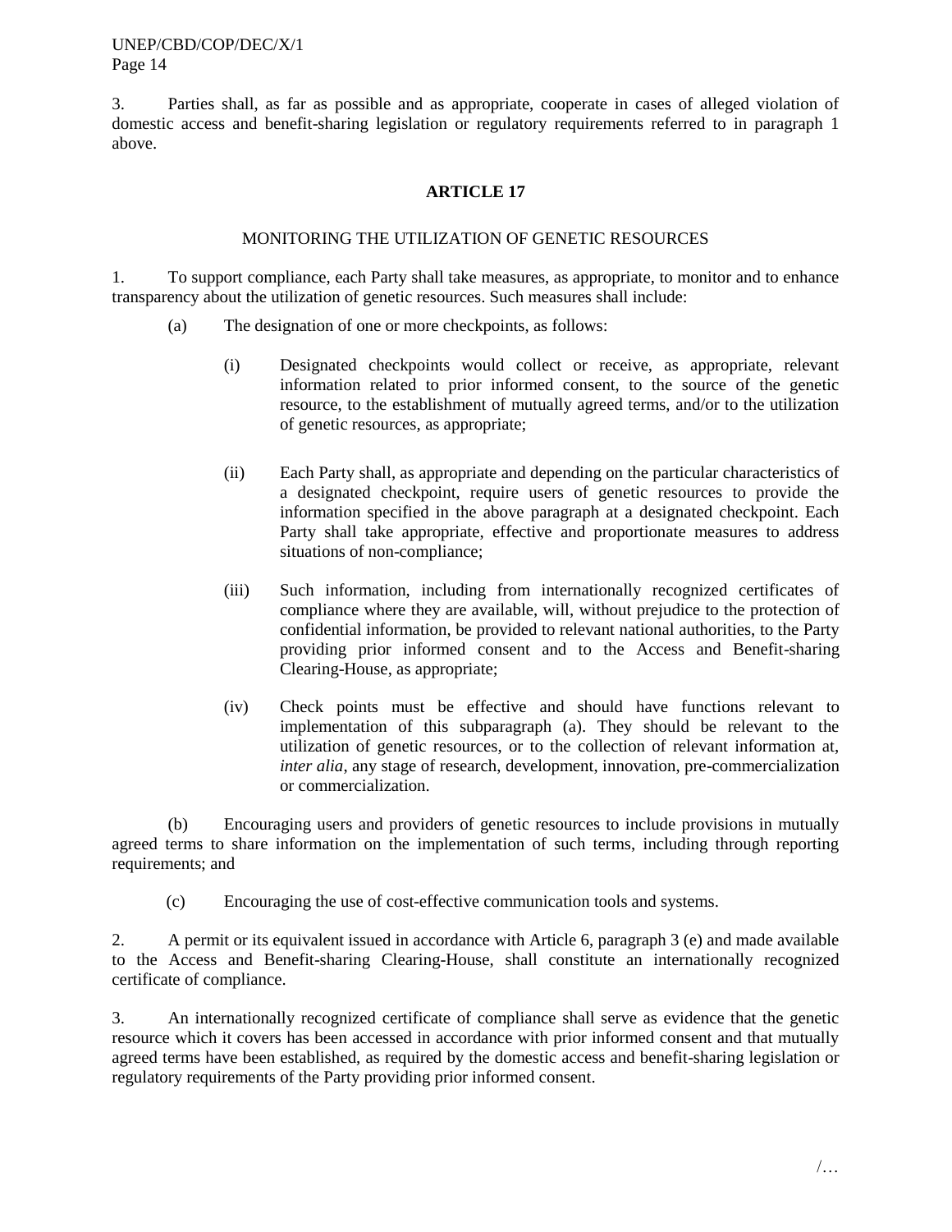3. Parties shall, as far as possible and as appropriate, cooperate in cases of alleged violation of domestic access and benefit-sharing legislation or regulatory requirements referred to in paragraph 1 above.

## ARTICLE 17

### MONITORING THE UTILIZATION OF GENETIC RESOURCES

1. To support compliance, each Party shall take measures, as appropriate, to monitor and to enhance transparency about the utilization of genetic resources. Such measures shall include:

(a) The designation of one or more checkpoints, as follows:

(i) Designated checkpoints would collect or receive, as appropriate, relevant information related to prior informed consent, to the source of the genetic resource, to the establishment of mutually agreed terms, and/or to the utilization of genetic resources, as appropriate;

(ii) Each Party shall, as appropriate and depending on the particular characteristics of a designated checkpoint, require users of genetic resources to provide the information specified in the above paragraph at a designated checkpoint. Each Party shall take appropriate, effective and proportionate measures to address situations of non-compliance;

(iii) Such information, including from internationally recognized certificates of compliance where they are available, will, without prejudice to the protection of confidential information, be provided to relevant national authorities, to the Party providing prior informed consent and to the Access and Benefit-sharing Clearing-House, as appropriate;

(iv) Check points must be effective and should have functions relevant to implementation of this subparagraph (a). They should be relevant to the utilization of genetic resources, or to the collection of relevant information at, *inter alia*, any stage of research, development, innovation, pre-commercialization or commercialization.

(b) Encouraging users and providers of genetic resources to include provisions in mutually agreed terms to share information on the implementation of such terms, including through reporting requirements; and

(c) Encouraging the use of cost-effective communication tools and systems.

2. A permit or its equivalent issued in accordance with Article 6, paragraph 3 (e) and made available to the Access and Benefit-sharing Clearing-House, shall constitute an internationally recognized certificate of compliance.

3. An internationally recognized certificate of compliance shall serve as evidence that the genetic resource which it covers has been accessed in accordance with prior informed consent and that mutually agreed terms have been established, as required by the domestic access and benefit-sharing legislation or regulatory requirements of the Party providing prior informed consent.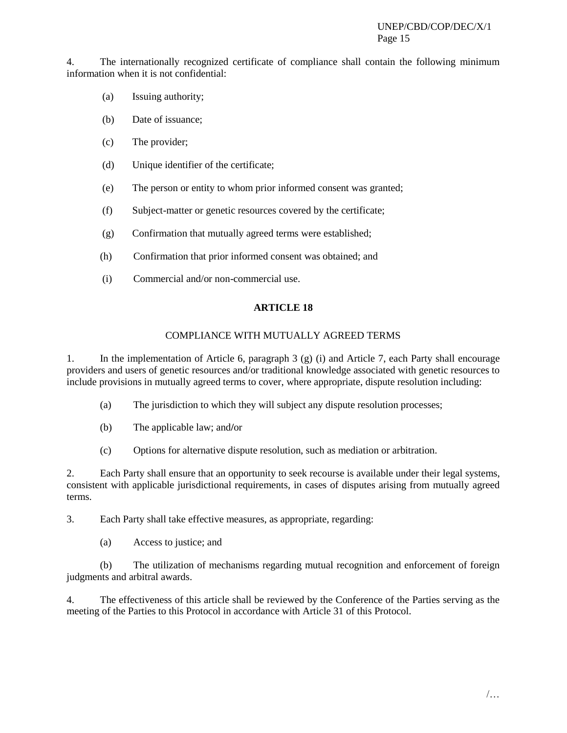4. The internationally recognized certificate of compliance shall contain the following minimum information when it is not confidential:

(a) Issuing authority;

(b) Date of issuance;

(c) The provider;

(d) Unique identifier of the certificate;

(e) The person or entity to whom prior informed consent was granted;

(f) Subject-matter or genetic resources covered by the certificate;

(g) Confirmation that mutually agreed terms were established;

(h) Confirmation that prior informed consent was obtained; and

(i) Commercial and/or non-commercial use.

## ARTICLE 18

### COMPLIANCE WITH MUTUALLY AGREED TERMS

1. In the implementation of Article 6, paragraph 3 (g) (i) and Article 7, each Party shall encourage providers and users of genetic resources and/or traditional knowledge associated with genetic resources to include provisions in mutually agreed terms to cover, where appropriate, dispute resolution including:

(a) The jurisdiction to which they will subject any dispute resolution processes;

(b) The applicable law; and/or

(c) Options for alternative dispute resolution, such as mediation or arbitration.

2. Each Party shall ensure that an opportunity to seek recourse is available under their legal systems, consistent with applicable jurisdictional requirements, in cases of disputes arising from mutually agreed terms.

3. Each Party shall take effective measures, as appropriate, regarding:

(a) Access to justice; and

(b) The utilization of mechanisms regarding mutual recognition and enforcement of foreign judgments and arbitral awards.

4. The effectiveness of this article shall be reviewed by the Conference of the Parties serving as the meeting of the Parties to this Protocol in accordance with Article 31 of this Protocol.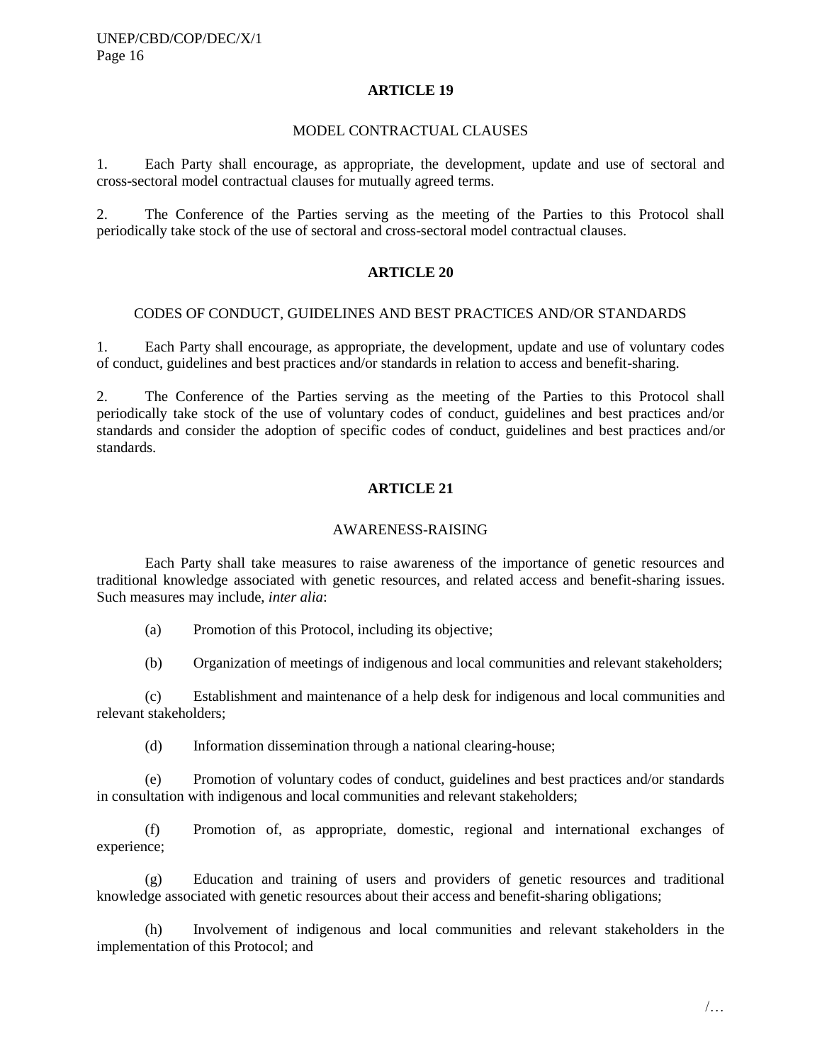## ARTICLE 19

### MODEL CONTRACTUAL CLAUSES

1. Each Party shall encourage, as appropriate, the development, update and use of sectoral and cross-sectoral model contractual clauses for mutually agreed terms.

2. The Conference of the Parties serving as the meeting of the Parties to this Protocol shall periodically take stock of the use of sectoral and cross-sectoral model contractual clauses.

## ARTICLE 20

### CODES OF CONDUCT, GUIDELINES AND BEST PRACTICES AND/OR STANDARDS

1. Each Party shall encourage, as appropriate, the development, update and use of voluntary codes of conduct, guidelines and best practices and/or standards in relation to access and benefit-sharing.

2. The Conference of the Parties serving as the meeting of the Parties to this Protocol shall periodically take stock of the use of voluntary codes of conduct, guidelines and best practices and/or standards and consider the adoption of specific codes of conduct, guidelines and best practices and/or standards.

## ARTICLE 21

### AWARENESS-RAISING

Each Party shall take measures to raise awareness of the importance of genetic resources and traditional knowledge associated with genetic resources, and related access and benefit-sharing issues. Such measures may include, *inter alia*:

(a) Promotion of this Protocol, including its objective;

(b) Organization of meetings of indigenous and local communities and relevant stakeholders;

(c) Establishment and maintenance of a help desk for indigenous and local communities and relevant stakeholders;

(d) Information dissemination through a national clearing-house;

(e) Promotion of voluntary codes of conduct, guidelines and best practices and/or standards in consultation with indigenous and local communities and relevant stakeholders;

(f) Promotion of, as appropriate, domestic, regional and international exchanges of experience;

(g) Education and training of users and providers of genetic resources and traditional knowledge associated with genetic resources about their access and benefit-sharing obligations;

(h) Involvement of indigenous and local communities and relevant stakeholders in the implementation of this Protocol; and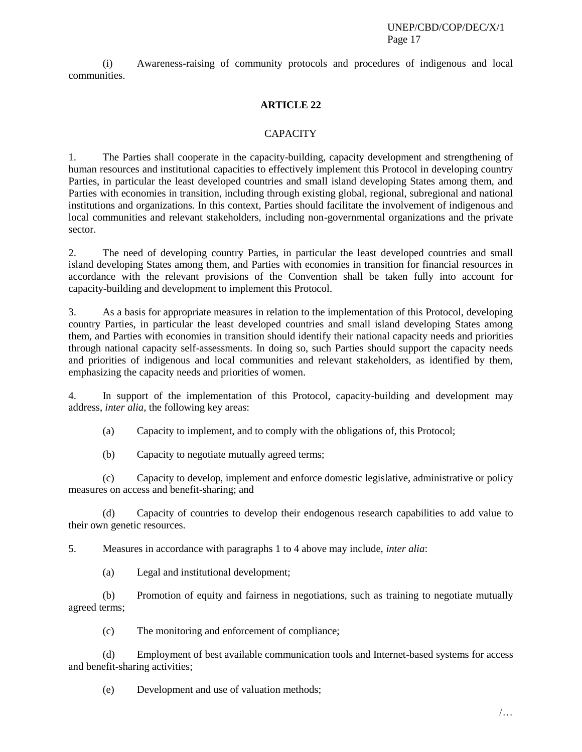(i) Awareness-raising of community protocols and procedures of indigenous and local communities.

## ARTICLE 22

### CAPACITY

1. The Parties shall cooperate in the capacity-building, capacity development and strengthening of human resources and institutional capacities to effectively implement this Protocol in developing country Parties, in particular the least developed countries and small island developing States among them, and Parties with economies in transition, including through existing global, regional, subregional and national institutions and organizations. In this context, Parties should facilitate the involvement of indigenous and local communities and relevant stakeholders, including non-governmental organizations and the private sector.

2. The need of developing country Parties, in particular the least developed countries and small island developing States among them, and Parties with economies in transition for financial resources in accordance with the relevant provisions of the Convention shall be taken fully into account for capacity-building and development to implement this Protocol.

3. As a basis for appropriate measures in relation to the implementation of this Protocol, developing country Parties, in particular the least developed countries and small island developing States among them, and Parties with economies in transition should identify their national capacity needs and priorities through national capacity self-assessments. In doing so, such Parties should support the capacity needs and priorities of indigenous and local communities and relevant stakeholders, as identified by them, emphasizing the capacity needs and priorities of women.

4. In support of the implementation of this Protocol, capacity-building and development may address, *inter alia*, the following key areas:

(a) Capacity to implement, and to comply with the obligations of, this Protocol;

(b) Capacity to negotiate mutually agreed terms;

(c) Capacity to develop, implement and enforce domestic legislative, administrative or policy measures on access and benefit-sharing; and

(d) Capacity of countries to develop their endogenous research capabilities to add value to their own genetic resources.

5. Measures in accordance with paragraphs 1 to 4 above may include, *inter alia*:

(a) Legal and institutional development;

(b) Promotion of equity and fairness in negotiations, such as training to negotiate mutually agreed terms;

(c) The monitoring and enforcement of compliance;

(d) Employment of best available communication tools and Internet-based systems for access and benefit-sharing activities;

(e) Development and use of valuation methods;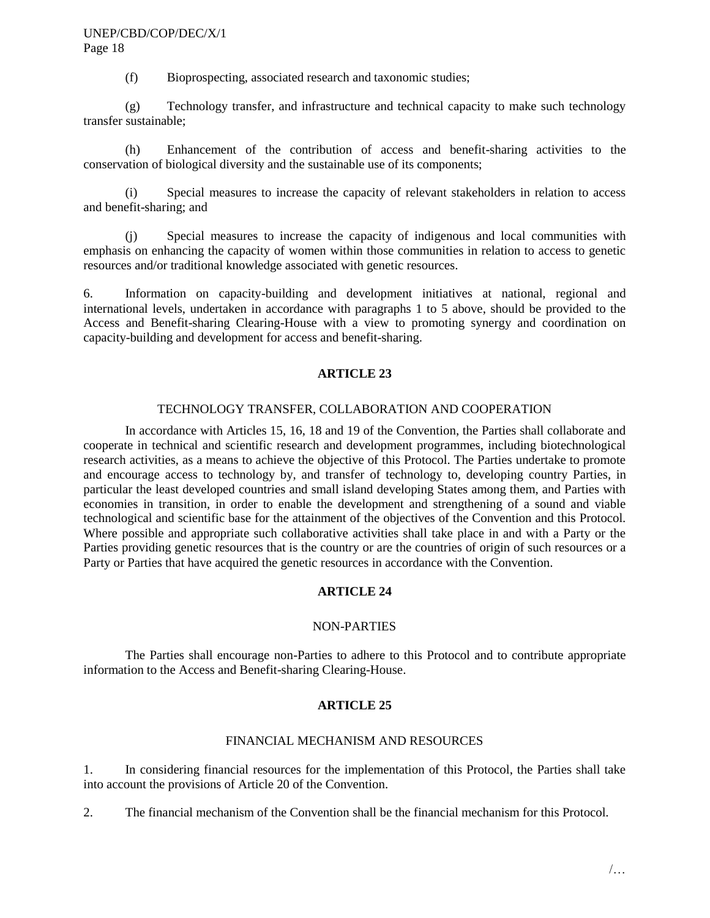(f) Bioprospecting, associated research and taxonomic studies;

(g) Technology transfer, and infrastructure and technical capacity to make such technology transfer sustainable;

(h) Enhancement of the contribution of access and benefit-sharing activities to the conservation of biological diversity and the sustainable use of its components;

(i) Special measures to increase the capacity of relevant stakeholders in relation to access and benefit-sharing; and

(j) Special measures to increase the capacity of indigenous and local communities with emphasis on enhancing the capacity of women within those communities in relation to access to genetic resources and/or traditional knowledge associated with genetic resources.

6. Information on capacity-building and development initiatives at national, regional and international levels, undertaken in accordance with paragraphs 1 to 5 above, should be provided to the Access and Benefit-sharing Clearing-House with a view to promoting synergy and coordination on capacity-building and development for access and benefit-sharing.

## ARTICLE 23

### TECHNOLOGY TRANSFER, COLLABORATION AND COOPERATION

In accordance with Articles 15, 16, 18 and 19 of the Convention, the Parties shall collaborate and cooperate in technical and scientific research and development programmes, including biotechnological research activities, as a means to achieve the objective of this Protocol. The Parties undertake to promote and encourage access to technology by, and transfer of technology to, developing country Parties, in particular the least developed countries and small island developing States among them, and Parties with economies in transition, in order to enable the development and strengthening of a sound and viable technological and scientific base for the attainment of the objectives of the Convention and this Protocol. Where possible and appropriate such collaborative activities shall take place in and with a Party or the Parties providing genetic resources that is the country or are the countries of origin of such resources or a Party or Parties that have acquired the genetic resources in accordance with the Convention.

## ARTICLE 24

### NON-PARTIES

The Parties shall encourage non-Parties to adhere to this Protocol and to contribute appropriate information to the Access and Benefit-sharing Clearing-House.

## ARTICLE 25

### FINANCIAL MECHANISM AND RESOURCES

1. In considering financial resources for the implementation of this Protocol, the Parties shall take into account the provisions of Article 20 of the Convention.

2. The financial mechanism of the Convention shall be the financial mechanism for this Protocol.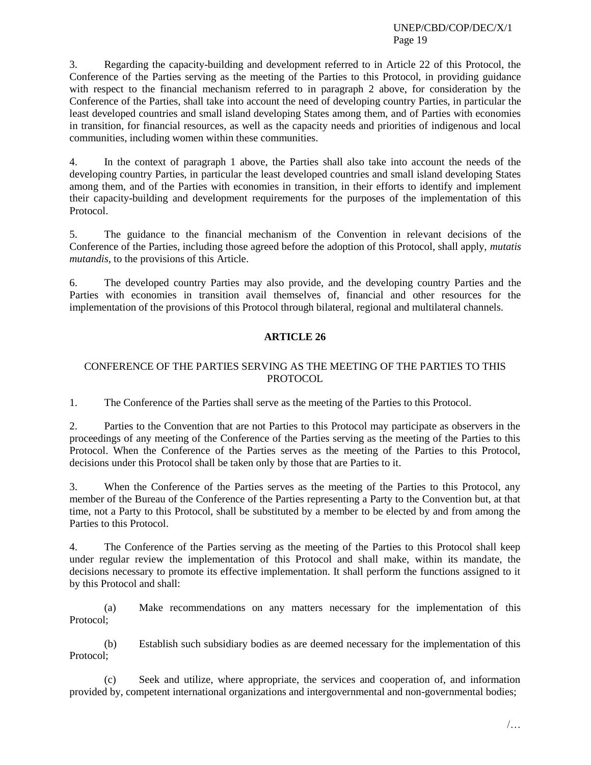3. Regarding the capacity-building and development referred to in Article 22 of this Protocol, the Conference of the Parties serving as the meeting of the Parties to this Protocol, in providing guidance with respect to the financial mechanism referred to in paragraph 2 above, for consideration by the Conference of the Parties, shall take into account the need of developing country Parties, in particular the least developed countries and small island developing States among them, and of Parties with economies in transition, for financial resources, as well as the capacity needs and priorities of indigenous and local communities, including women within these communities.

4. In the context of paragraph 1 above, the Parties shall also take into account the needs of the developing country Parties, in particular the least developed countries and small island developing States among them, and of the Parties with economies in transition, in their efforts to identify and implement their capacity-building and development requirements for the purposes of the implementation of this Protocol.

5. The guidance to the financial mechanism of the Convention in relevant decisions of the Conference of the Parties, including those agreed before the adoption of this Protocol, shall apply, *mutatis mutandis*, to the provisions of this Article.

6. The developed country Parties may also provide, and the developing country Parties and the Parties with economies in transition avail themselves of, financial and other resources for the implementation of the provisions of this Protocol through bilateral, regional and multilateral channels.

## ARTICLE 26

### CONFERENCE OF THE PARTIES SERVING AS THE MEETING OF THE PARTIES TO THIS PROTOCOL

1. The Conference of the Parties shall serve as the meeting of the Parties to this Protocol.

2. Parties to the Convention that are not Parties to this Protocol may participate as observers in the proceedings of any meeting of the Conference of the Parties serving as the meeting of the Parties to this Protocol. When the Conference of the Parties serves as the meeting of the Parties to this Protocol, decisions under this Protocol shall be taken only by those that are Parties to it.

3. When the Conference of the Parties serves as the meeting of the Parties to this Protocol, any member of the Bureau of the Conference of the Parties representing a Party to the Convention but, at that time, not a Party to this Protocol, shall be substituted by a member to be elected by and from among the Parties to this Protocol.

4. The Conference of the Parties serving as the meeting of the Parties to this Protocol shall keep under regular review the implementation of this Protocol and shall make, within its mandate, the decisions necessary to promote its effective implementation. It shall perform the functions assigned to it by this Protocol and shall:

(a) Make recommendations on any matters necessary for the implementation of this Protocol;

(b) Establish such subsidiary bodies as are deemed necessary for the implementation of this Protocol;

(c) Seek and utilize, where appropriate, the services and cooperation of, and information provided by, competent international organizations and intergovernmental and non-governmental bodies;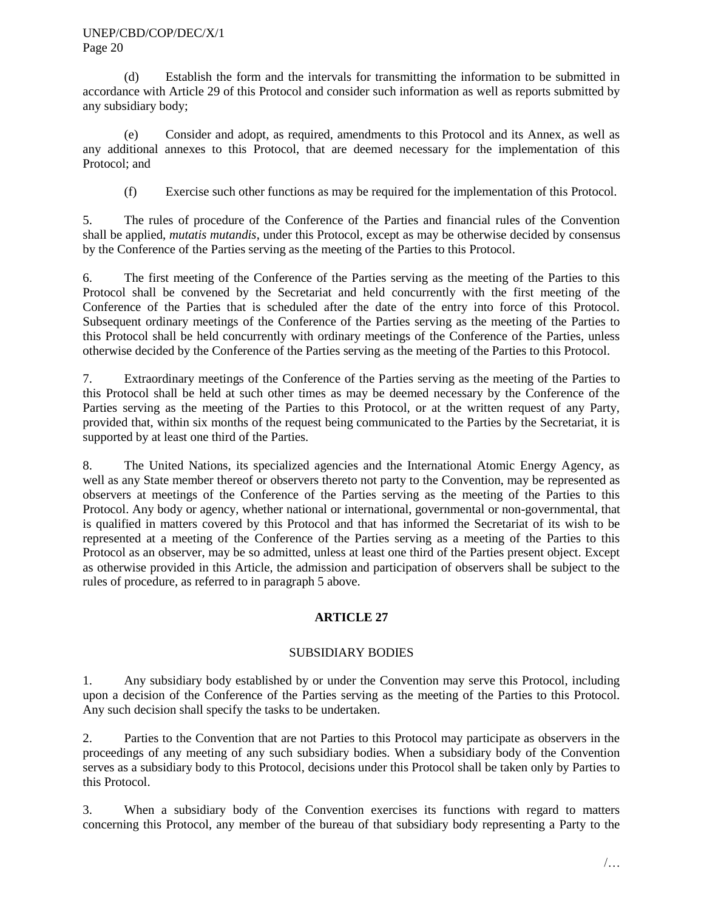(d) Establish the form and the intervals for transmitting the information to be submitted in accordance with Article 29 of this Protocol and consider such information as well as reports submitted by any subsidiary body;

(e) Consider and adopt, as required, amendments to this Protocol and its Annex, as well as any additional annexes to this Protocol, that are deemed necessary for the implementation of this Protocol; and

(f) Exercise such other functions as may be required for the implementation of this Protocol.

5. The rules of procedure of the Conference of the Parties and financial rules of the Convention shall be applied, *mutatis mutandis*, under this Protocol, except as may be otherwise decided by consensus by the Conference of the Parties serving as the meeting of the Parties to this Protocol.

6. The first meeting of the Conference of the Parties serving as the meeting of the Parties to this Protocol shall be convened by the Secretariat and held concurrently with the first meeting of the Conference of the Parties that is scheduled after the date of the entry into force of this Protocol. Subsequent ordinary meetings of the Conference of the Parties serving as the meeting of the Parties to this Protocol shall be held concurrently with ordinary meetings of the Conference of the Parties, unless otherwise decided by the Conference of the Parties serving as the meeting of the Parties to this Protocol.

7. Extraordinary meetings of the Conference of the Parties serving as the meeting of the Parties to this Protocol shall be held at such other times as may be deemed necessary by the Conference of the Parties serving as the meeting of the Parties to this Protocol, or at the written request of any Party, provided that, within six months of the request being communicated to the Parties by the Secretariat, it is supported by at least one third of the Parties.

8. The United Nations, its specialized agencies and the International Atomic Energy Agency, as well as any State member thereof or observers thereto not party to the Convention, may be represented as observers at meetings of the Conference of the Parties serving as the meeting of the Parties to this Protocol. Any body or agency, whether national or international, governmental or non-governmental, that is qualified in matters covered by this Protocol and that has informed the Secretariat of its wish to be represented at a meeting of the Conference of the Parties serving as a meeting of the Parties to this Protocol as an observer, may be so admitted, unless at least one third of the Parties present object. Except as otherwise provided in this Article, the admission and participation of observers shall be subject to the rules of procedure, as referred to in paragraph 5 above.

## ARTICLE 27

### SUBSIDIARY BODIES

1. Any subsidiary body established by or under the Convention may serve this Protocol, including upon a decision of the Conference of the Parties serving as the meeting of the Parties to this Protocol. Any such decision shall specify the tasks to be undertaken.

2. Parties to the Convention that are not Parties to this Protocol may participate as observers in the proceedings of any meeting of any such subsidiary bodies. When a subsidiary body of the Convention serves as a subsidiary body to this Protocol, decisions under this Protocol shall be taken only by Parties to this Protocol.

3. When a subsidiary body of the Convention exercises its functions with regard to matters concerning this Protocol, any member of the bureau of that subsidiary body representing a Party to the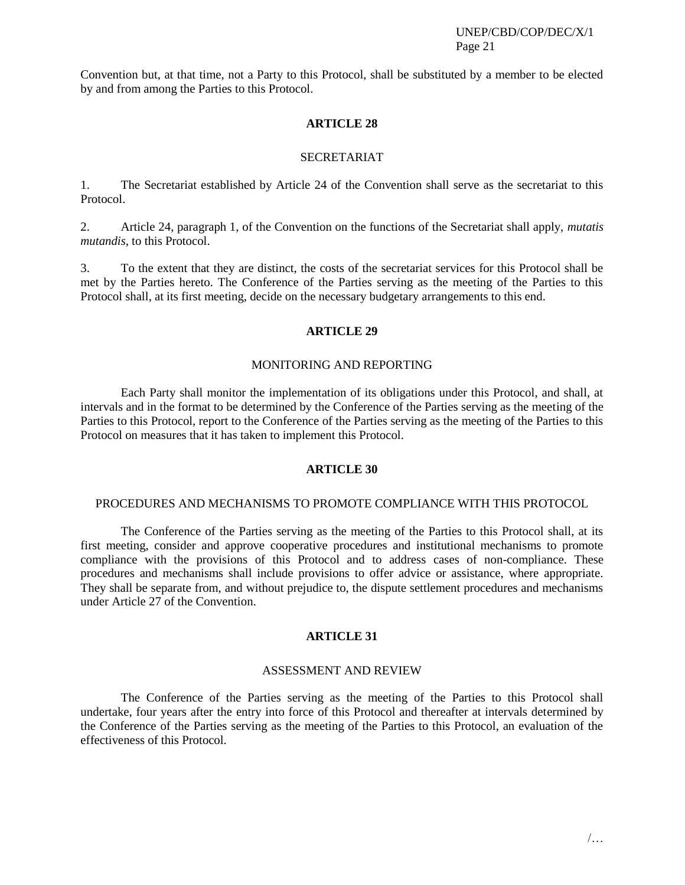Convention but, at that time, not a Party to this Protocol, shall be substituted by a member to be elected by and from among the Parties to this Protocol.

## ARTICLE 28

### SECRETARIAT

1. The Secretariat established by Article 24 of the Convention shall serve as the secretariat to this Protocol.

2. Article 24, paragraph 1, of the Convention on the functions of the Secretariat shall apply, *mutatis mutandis*, to this Protocol.

3. To the extent that they are distinct, the costs of the secretariat services for this Protocol shall be met by the Parties hereto. The Conference of the Parties serving as the meeting of the Parties to this Protocol shall, at its first meeting, decide on the necessary budgetary arrangements to this end.

## ARTICLE 29

### MONITORING AND REPORTING

Each Party shall monitor the implementation of its obligations under this Protocol, and shall, at intervals and in the format to be determined by the Conference of the Parties serving as the meeting of the Parties to this Protocol, report to the Conference of the Parties serving as the meeting of the Parties to this Protocol on measures that it has taken to implement this Protocol.

## ARTICLE 30

### PROCEDURES AND MECHANISMS TO PROMOTE COMPLIANCE WITH THIS PROTOCOL

The Conference of the Parties serving as the meeting of the Parties to this Protocol shall, at its first meeting, consider and approve cooperative procedures and institutional mechanisms to promote compliance with the provisions of this Protocol and to address cases of non-compliance. These procedures and mechanisms shall include provisions to offer advice or assistance, where appropriate. They shall be separate from, and without prejudice to, the dispute settlement procedures and mechanisms under Article 27 of the Convention.

## ARTICLE 31

### ASSESSMENT AND REVIEW

The Conference of the Parties serving as the meeting of the Parties to this Protocol shall undertake, four years after the entry into force of this Protocol and thereafter at intervals determined by the Conference of the Parties serving as the meeting of the Parties to this Protocol, an evaluation of the effectiveness of this Protocol.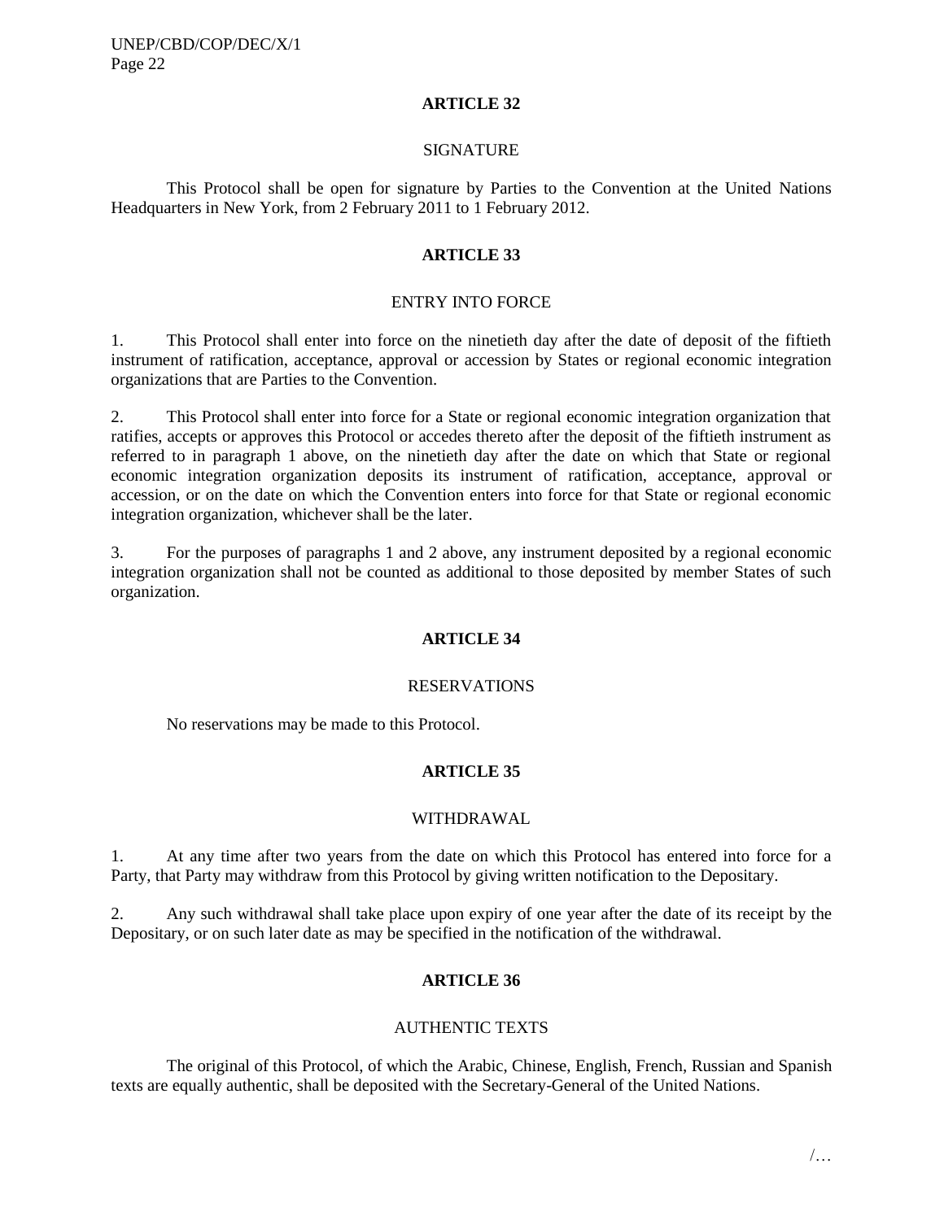## ARTICLE 32

### SIGNATURE

This Protocol shall be open for signature by Parties to the Convention at the United Nations Headquarters in New York, from 2 February 2011 to 1 February 2012.

## ARTICLE 33

### ENTRY INTO FORCE

1. This Protocol shall enter into force on the ninetieth day after the date of deposit of the fiftieth instrument of ratification, acceptance, approval or accession by States or regional economic integration organizations that are Parties to the Convention.

2. This Protocol shall enter into force for a State or regional economic integration organization that ratifies, accepts or approves this Protocol or accedes thereto after the deposit of the fiftieth instrument as referred to in paragraph 1 above, on the ninetieth day after the date on which that State or regional economic integration organization deposits its instrument of ratification, acceptance, approval or accession, or on the date on which the Convention enters into force for that State or regional economic integration organization, whichever shall be the later.

3. For the purposes of paragraphs 1 and 2 above, any instrument deposited by a regional economic integration organization shall not be counted as additional to those deposited by member States of such organization.

## ARTICLE 34

### RESERVATIONS

No reservations may be made to this Protocol.

## ARTICLE 35

### WITHDRAWAL

1. At any time after two years from the date on which this Protocol has entered into force for a Party, that Party may withdraw from this Protocol by giving written notification to the Depositary.

2. Any such withdrawal shall take place upon expiry of one year after the date of its receipt by the Depositary, or on such later date as may be specified in the notification of the withdrawal.

## ARTICLE 36

### AUTHENTIC TEXTS

The original of this Protocol, of which the Arabic, Chinese, English, French, Russian and Spanish texts are equally authentic, shall be deposited with the Secretary-General of the United Nations.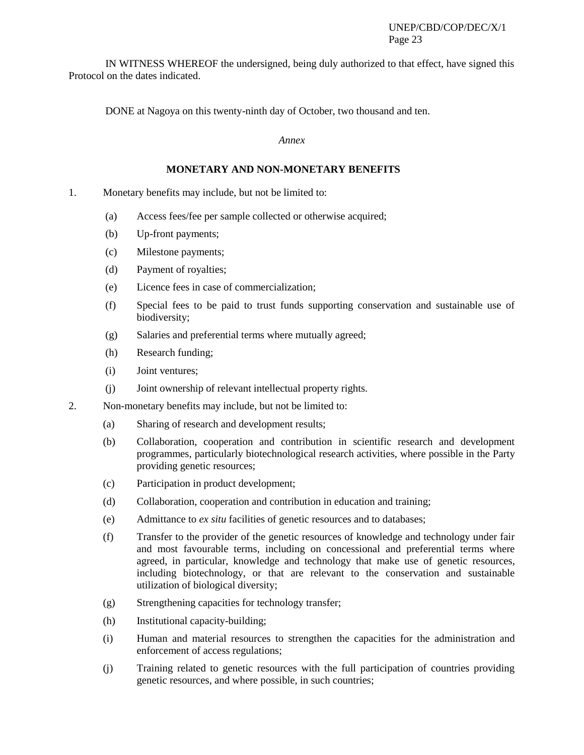IN WITNESS WHEREOF the undersigned, being duly authorized to that effect, have signed this Protocol on the dates indicated.

DONE at Nagoya on this twenty-ninth day of October, two thousand and ten.

*Annex*

## MONETARY AND NON-MONETARY BENEFITS

1. Monetary benefits may include, but not be limited to:

   (a) Access fees/fee per sample collected or otherwise acquired;

   (b) Up-front payments;

   (c) Milestone payments;

   (d) Payment of royalties;

   (e) Licence fees in case of commercialization;

   (f) Special fees to be paid to trust funds supporting conservation and sustainable use of biodiversity;

   (g) Salaries and preferential terms where mutually agreed;

   (h) Research funding;

   (i) Joint ventures;

   (j) Joint ownership of relevant intellectual property rights.

2. Non-monetary benefits may include, but not be limited to:

   (a) Sharing of research and development results;

   (b) Collaboration, cooperation and contribution in scientific research and development programmes, particularly biotechnological research activities, where possible in the Party providing genetic resources;

   (c) Participation in product development;

   (d) Collaboration, cooperation and contribution in education and training;

   (e) Admittance to *ex situ* facilities of genetic resources and to databases;

   (f) Transfer to the provider of the genetic resources of knowledge and technology under fair and most favourable terms, including on concessional and preferential terms where agreed, in particular, knowledge and technology that make use of genetic resources, including biotechnology, or that are relevant to the conservation and sustainable utilization of biological diversity;

   (g) Strengthening capacities for technology transfer;

   (h) Institutional capacity-building;

   (i) Human and material resources to strengthen the capacities for the administration and enforcement of access regulations;

   (j) Training related to genetic resources with the full participation of countries providing genetic resources, and where possible, in such countries;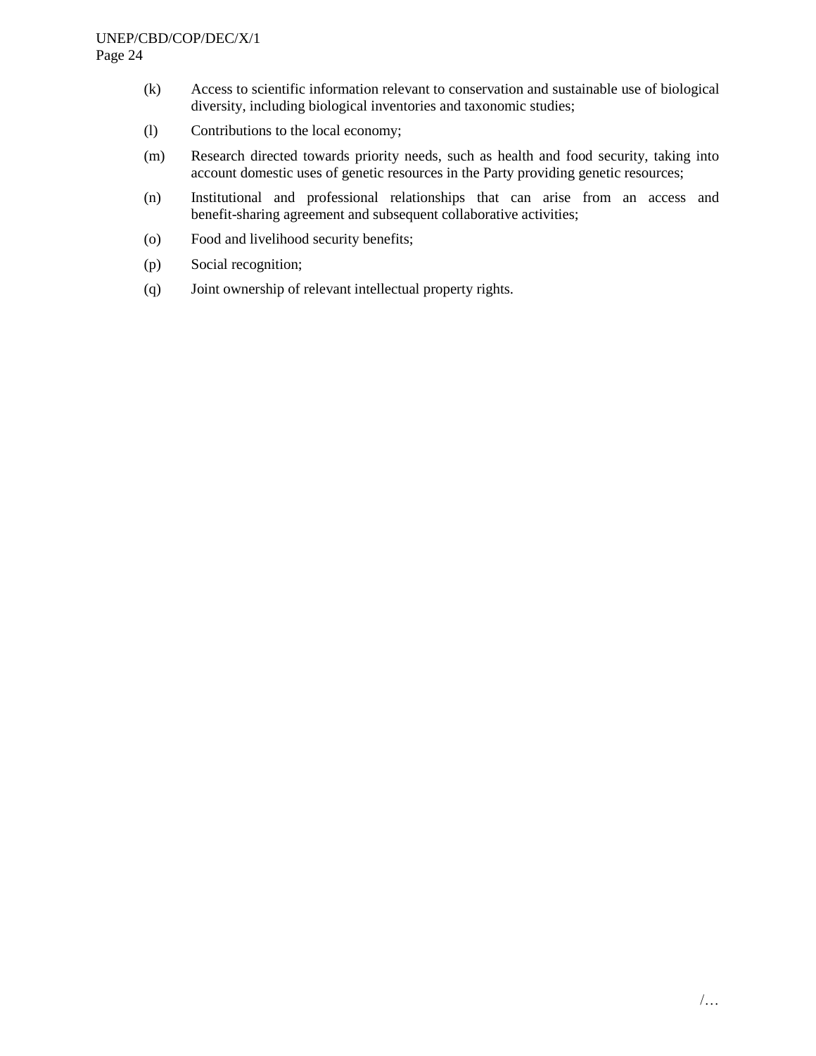(k) Access to scientific information relevant to conservation and sustainable use of biological diversity, including biological inventories and taxonomic studies;

(l) Contributions to the local economy;

(m) Research directed towards priority needs, such as health and food security, taking into account domestic uses of genetic resources in the Party providing genetic resources;

(n) Institutional and professional relationships that can arise from an access and benefit-sharing agreement and subsequent collaborative activities;

(o) Food and livelihood security benefits;

(p) Social recognition;

(q) Joint ownership of relevant intellectual property rights.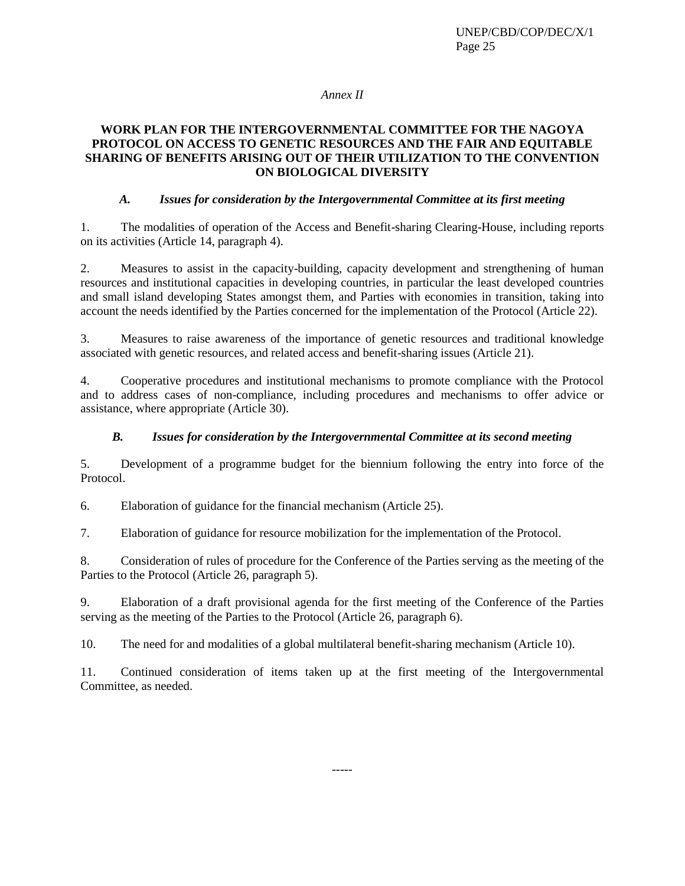*Annex II*

## WORK PLAN FOR THE INTERGOVERNMENTAL COMMITTEE FOR THE NAGOYA PROTOCOL ON ACCESS TO GENETIC RESOURCES AND THE FAIR AND EQUITABLE SHARING OF BENEFITS ARISING OUT OF THEIR UTILIZATION TO THE CONVENTION ON BIOLOGICAL DIVERSITY

### *A. Issues for consideration by the Intergovernmental Committee at its first meeting*

1. The modalities of operation of the Access and Benefit-sharing Clearing-House, including reports on its activities (Article 14, paragraph 4).

2. Measures to assist in the capacity-building, capacity development and strengthening of human resources and institutional capacities in developing countries, in particular the least developed countries and small island developing States amongst them, and Parties with economies in transition, taking into account the needs identified by the Parties concerned for the implementation of the Protocol (Article 22).

3. Measures to raise awareness of the importance of genetic resources and traditional knowledge associated with genetic resources, and related access and benefit-sharing issues (Article 21).

4. Cooperative procedures and institutional mechanisms to promote compliance with the Protocol and to address cases of non-compliance, including procedures and mechanisms to offer advice or assistance, where appropriate (Article 30).

### *B. Issues for consideration by the Intergovernmental Committee at its second meeting*

5. Development of a programme budget for the biennium following the entry into force of the Protocol.

6. Elaboration of guidance for the financial mechanism (Article 25).

7. Elaboration of guidance for resource mobilization for the implementation of the Protocol.

8. Consideration of rules of procedure for the Conference of the Parties serving as the meeting of the Parties to the Protocol (Article 26, paragraph 5).

9. Elaboration of a draft provisional agenda for the first meeting of the Conference of the Parties serving as the meeting of the Parties to the Protocol (Article 26, paragraph 6).

10. The need for and modalities of a global multilateral benefit-sharing mechanism (Article 10).

11. Continued consideration of items taken up at the first meeting of the Intergovernmental Committee, as needed.

-----